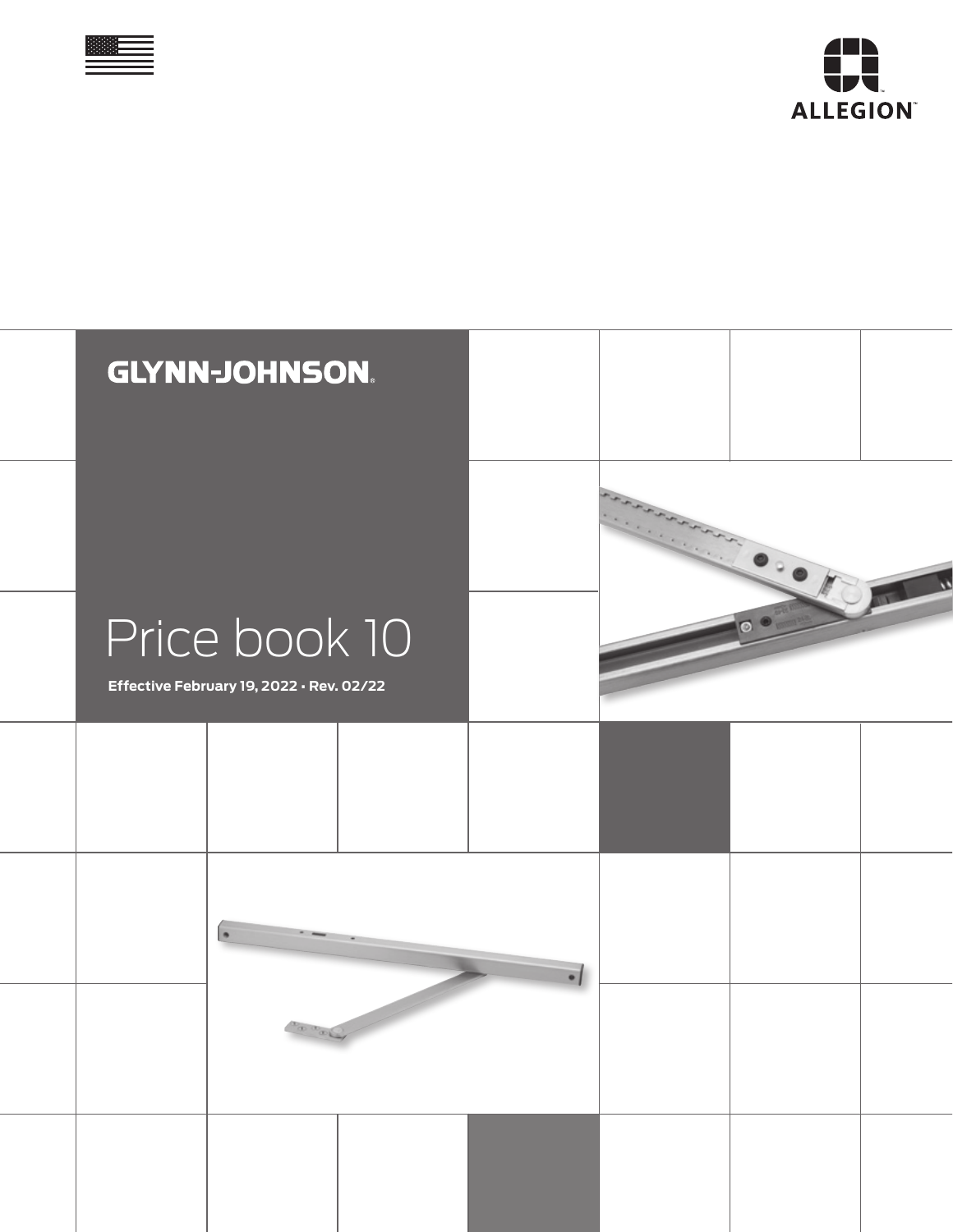ALLEGION™

# GLYNN-JOHNSON®

# Price book 10

**Effective February 19, 2022 • Rev. 02/22**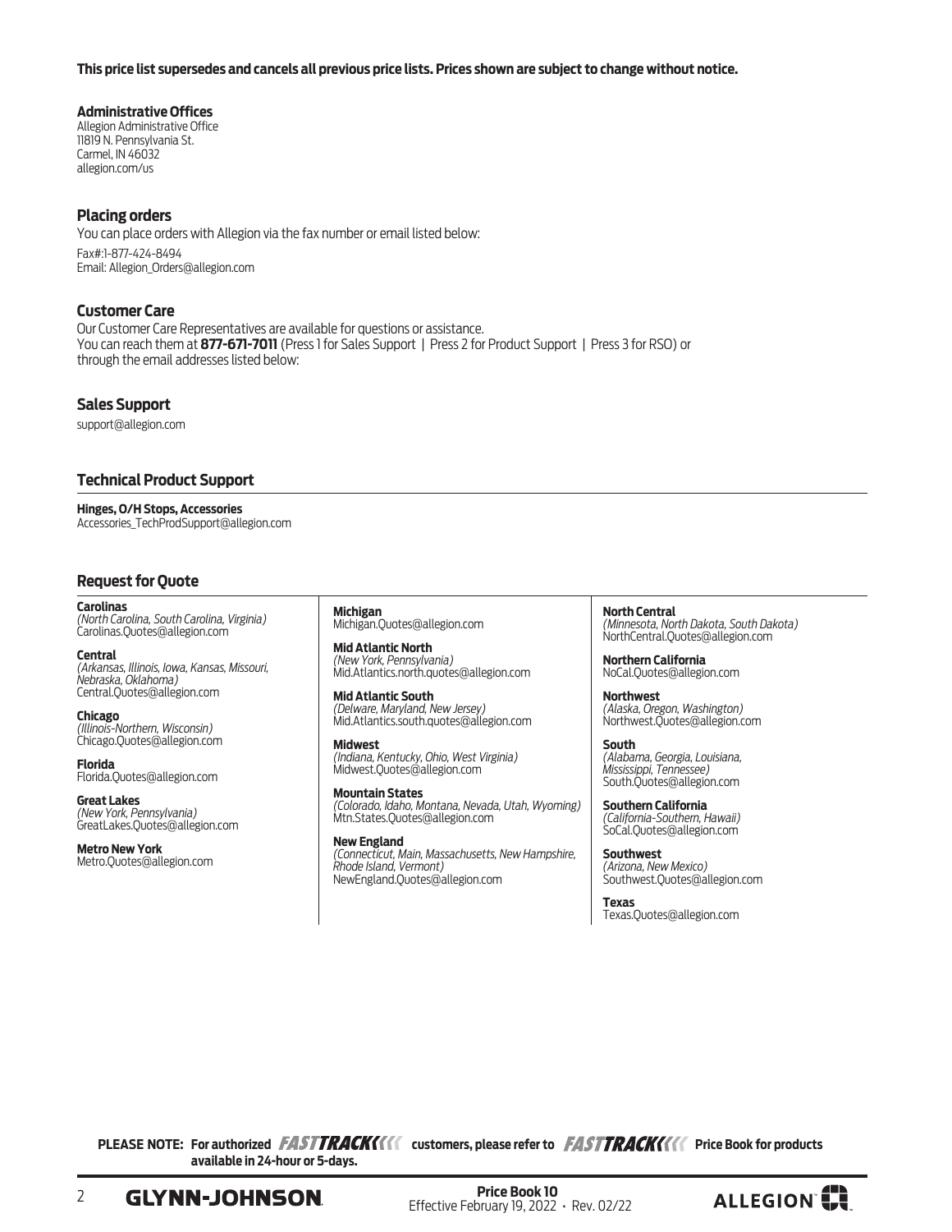**This price list supersedes and cancels all previous price lists. Prices shown are subject to change without notice.**

**Administrative Offices**
Allegion Administrative Office
11819 N. Pennsylvania St.
Carmel, IN 46032
allegion.com/us

## Placing orders

You can place orders with Allegion via the fax number or email listed below:

Fax#:1-877-424-8494
Email: Allegion_Orders@allegion.com

## Customer Care

Our Customer Care Representatives are available for questions or assistance.
You can reach them at **877-671-7011** (Press 1 for Sales Support | Press 2 for Product Support | Press 3 for RSO) or through the email addresses listed below:

## Sales Support

support@allegion.com

## Technical Product Support

**Hinges, O/H Stops, Accessories**
Accessories_TechProdSupport@allegion.com

## Request for Quote

**Carolinas**
*(North Carolina, South Carolina, Virginia)*
Carolinas.Quotes@allegion.com

**Central**
*(Arkansas, Illinois, Iowa, Kansas, Missouri, Nebraska, Oklahoma)*
Central.Quotes@allegion.com

**Chicago**
*(Illinois-Northern, Wisconsin)*
Chicago.Quotes@allegion.com

**Florida**
Florida.Quotes@allegion.com

**Great Lakes**
*(New York, Pennsylvania)*
GreatLakes.Quotes@allegion.com

**Metro New York**
Metro.Quotes@allegion.com

**Michigan**
Michigan.Quotes@allegion.com

**Mid Atlantic North**
*(New York, Pennsylvania)*
Mid.Atlantics.north.quotes@allegion.com

**Mid Atlantic South**
*(Delware, Maryland, New Jersey)*
Mid.Atlantics.south.quotes@allegion.com

**Midwest**
*(Indiana, Kentucky, Ohio, West Virginia)*
Midwest.Quotes@allegion.com

**Mountain States**
*(Colorado, Idaho, Montana, Nevada, Utah, Wyoming)*
Mtn.States.Quotes@allegion.com

**New England**
*(Connecticut, Main, Massachusetts, New Hampshire, Rhode Island, Vermont)*
NewEngland.Quotes@allegion.com

**North Central**
*(Minnesota, North Dakota, South Dakota)*
NorthCentral.Quotes@allegion.com

**Northern California**
NoCal.Quotes@allegion.com

**Northwest**
*(Alaska, Oregon, Washington)*
Northwest.Quotes@allegion.com

**South**
*(Alabama, Georgia, Louisiana, Mississippi, Tennessee)*
South.Quotes@allegion.com

**Southern California**
*(California-Southern, Hawaii)*
SoCal.Quotes@allegion.com

**Southwest**
*(Arizona, New Mexico)*
Southwest.Quotes@allegion.com

**Texas**
Texas.Quotes@allegion.com

**PLEASE NOTE: For authorized FASTTRACK customers, please refer to FASTTRACK Price Book for products available in 24-hour or 5-days.**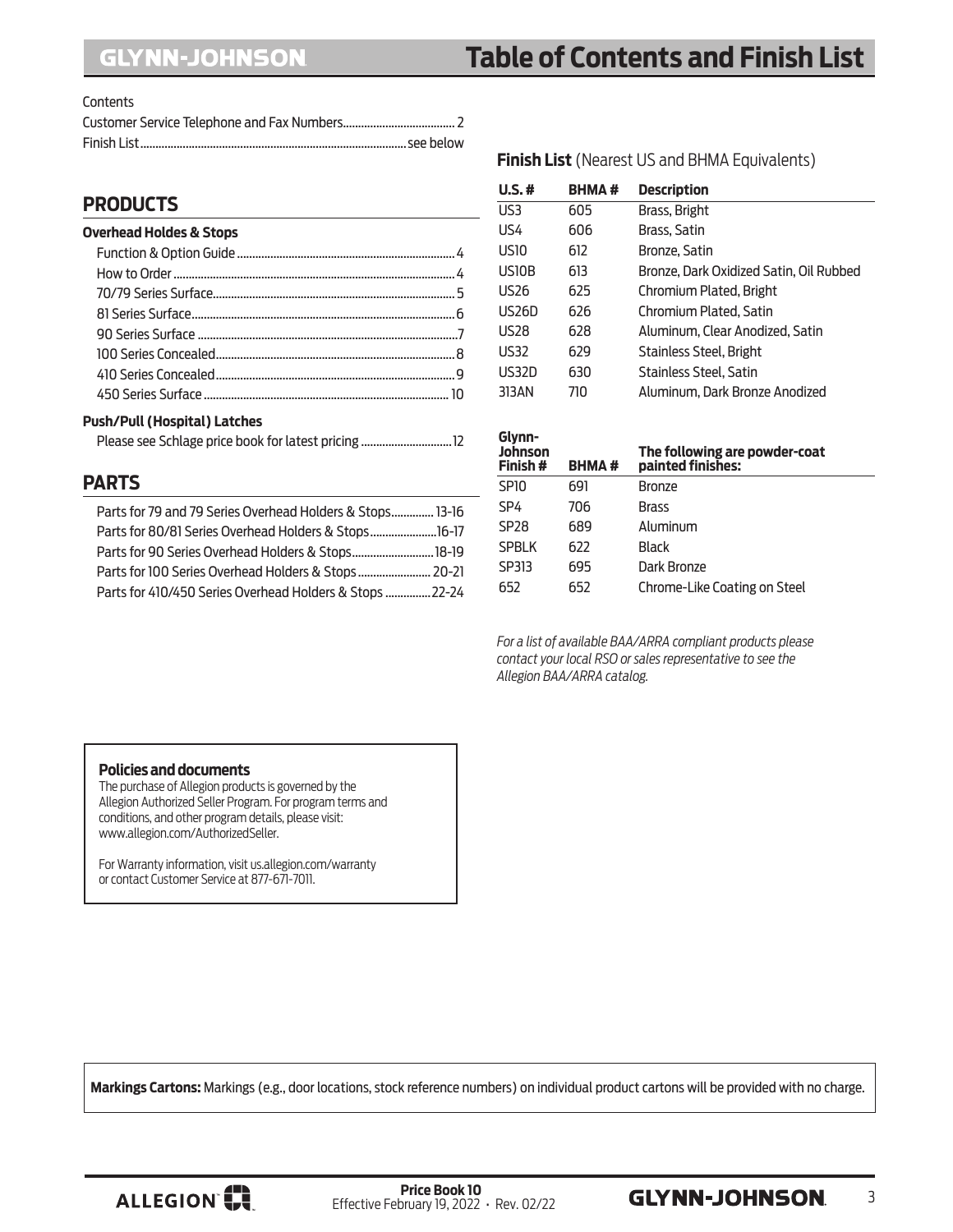# Table of Contents and Finish List

Contents

Customer Service Telephone and Fax Numbers.................................... 2
Finish List...................................................................................... see below

## PRODUCTS

### Overhead Holdes & Stops

- Function & Option Guide ........................................................ 4
- How to Order ........................................................................... 4
- 70/79 Series Surface................................................................ 5
- 81 Series Surface...................................................................... 6
- 90 Series Surface ..................................................................... 7
- 100 Series Concealed............................................................... 8
- 410 Series Concealed............................................................... 9
- 450 Series Surface ................................................................. 10

### Push/Pull (Hospital) Latches

- Please see Schlage price book for latest pricing .............................12

## PARTS

- Parts for 79 and 79 Series Overhead Holders & Stops.............. 13-16
- Parts for 80/81 Series Overhead Holders & Stops......................16-17
- Parts for 90 Series Overhead Holders & Stops...........................18-19
- Parts for 100 Series Overhead Holders & Stops........................ 20-21
- Parts for 410/450 Series Overhead Holders & Stops ...............22-24

**Finish List** (Nearest US and BHMA Equivalents)

| U.S. # | BHMA # | Description |
|---|---|---|
| US3 | 605 | Brass, Bright |
| US4 | 606 | Brass, Satin |
| US10 | 612 | Bronze, Satin |
| US10B | 613 | Bronze, Dark Oxidized Satin, Oil Rubbed |
| US26 | 625 | Chromium Plated, Bright |
| US26D | 626 | Chromium Plated, Satin |
| US28 | 628 | Aluminum, Clear Anodized, Satin |
| US32 | 629 | Stainless Steel, Bright |
| US32D | 630 | Stainless Steel, Satin |
| 313AN | 710 | Aluminum, Dark Bronze Anodized |

| Glynn-Johnson Finish # | BHMA # | The following are powder-coat painted finishes: |
|---|---|---|
| SP10 | 691 | Bronze |
| SP4 | 706 | Brass |
| SP28 | 689 | Aluminum |
| SPBLK | 622 | Black |
| SP313 | 695 | Dark Bronze |
| 652 | 652 | Chrome-Like Coating on Steel |

*For a list of available BAA/ARRA compliant products please contact your local RSO or sales representative to see the Allegion BAA/ARRA catalog.*

**Policies and documents**

The purchase of Allegion products is governed by the Allegion Authorized Seller Program. For program terms and conditions, and other program details, please visit: www.allegion.com/AuthorizedSeller.

For Warranty information, visit us.allegion.com/warranty or contact Customer Service at 877-671-7011.

**Markings Cartons:** Markings (e.g., door locations, stock reference numbers) on individual product cartons will be provided with no charge.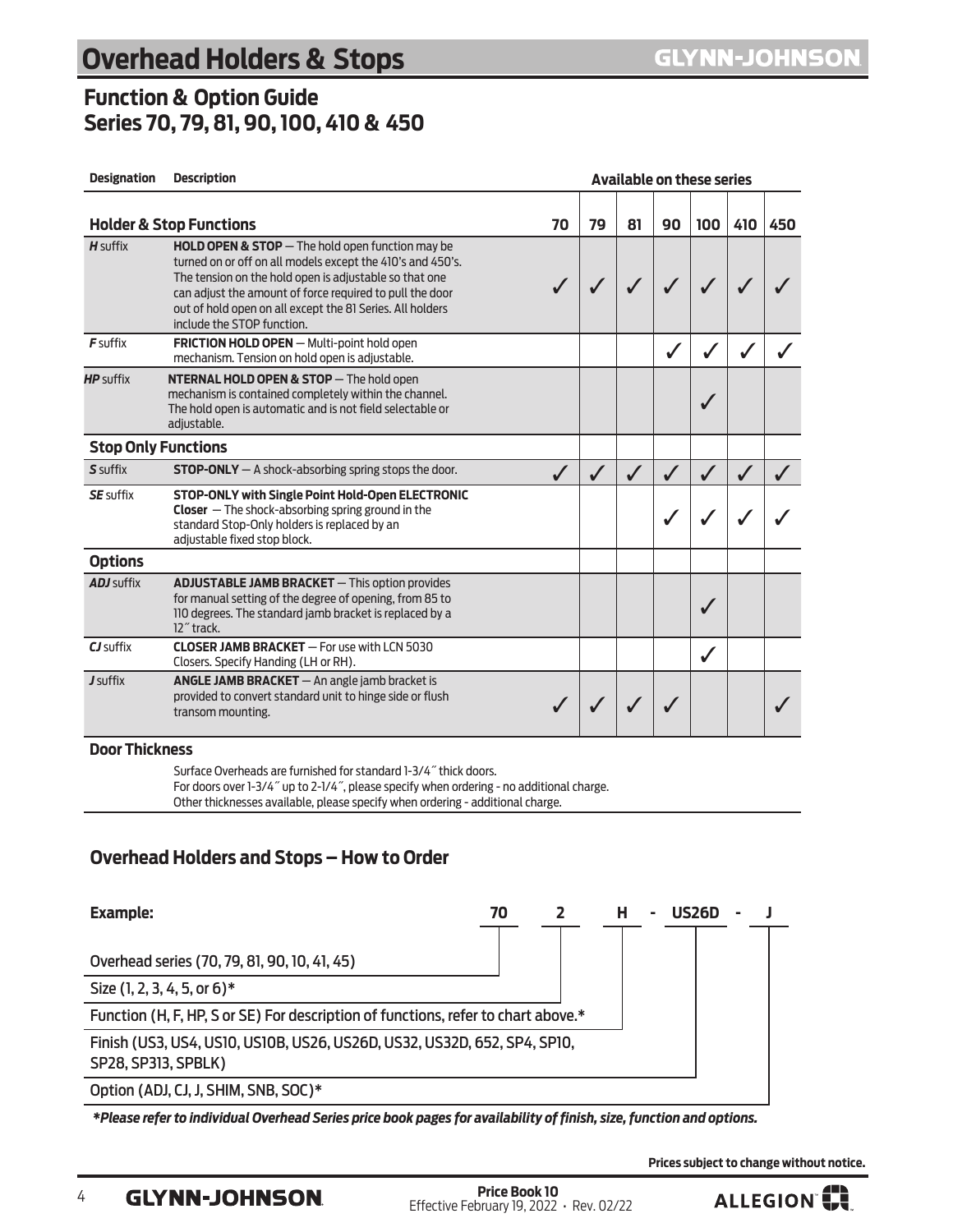# Overhead Holders & Stops

GLYNN-JOHNSON

## Function & Option Guide
## Series 70, 79, 81, 90, 100, 410 & 450

| Designation | Description | 70 | 79 | 81 | 90 | 100 | 410 | 450 |
|---|---|---|---|---|---|---|---|---|
| | | **Available on these series** | | | | | | |
| **Holder & Stop Functions** | | | | | | | | |
| ***H*** suffix | **HOLD OPEN & STOP** — The hold open function may be turned on or off on all models except the 410's and 450's. The tension on the hold open is adjustable so that one can adjust the amount of force required to pull the door out of hold open on all except the 81 Series. All holders include the STOP function. | ✓ | ✓ | ✓ | ✓ | ✓ | ✓ | ✓ |
| ***F*** suffix | **FRICTION HOLD OPEN** — Multi-point hold open mechanism. Tension on hold open is adjustable. | | | | ✓ | ✓ | ✓ | ✓ |
| ***HP*** suffix | **NTERNAL HOLD OPEN & STOP** — The hold open mechanism is contained completely within the channel. The hold open is automatic and is not field selectable or adjustable. | | | | | ✓ | | |
| **Stop Only Functions** | | | | | | | | |
| ***S*** suffix | **STOP-ONLY** — A shock-absorbing spring stops the door. | ✓ | ✓ | ✓ | ✓ | ✓ | ✓ | ✓ |
| ***SE*** suffix | **STOP-ONLY with Single Point Hold-Open ELECTRONIC Closer** — The shock-absorbing spring ground in the standard Stop-Only holders is replaced by an adjustable fixed stop block. | | | | ✓ | ✓ | ✓ | ✓ |
| **Options** | | | | | | | | |
| ***ADJ*** suffix | **ADJUSTABLE JAMB BRACKET** — This option provides for manual setting of the degree of opening, from 85 to 110 degrees. The standard jamb bracket is replaced by a 12″ track. | | | | | ✓ | | |
| ***CJ*** suffix | **CLOSER JAMB BRACKET** — For use with LCN 5030 Closers. Specify Handing (LH or RH). | | | | | ✓ | | |
| ***J*** suffix | **ANGLE JAMB BRACKET** — An angle jamb bracket is provided to convert standard unit to hinge side or flush transom mounting. | ✓ | ✓ | ✓ | ✓ | | | ✓ |

**Door Thickness**

Surface Overheads are furnished for standard 1-3/4″ thick doors.
For doors over 1-3/4″ up to 2-1/4″, please specify when ordering - no additional charge.
Other thicknesses available, please specify when ordering - additional charge.

## Overhead Holders and Stops – How to Order

**Example:** 70 2 H - US26D - J

- Overhead series (70, 79, 81, 90, 10, 41, 45) — 70
- Size (1, 2, 3, 4, 5, or 6)* — 2
- Function (H, F, HP, S or SE) For description of functions, refer to chart above.* — H
- Finish (US3, US4, US10, US10B, US26, US26D, US32, US32D, 652, SP4, SP10, SP28, SP313, SPBLK) — US26D
- Option (ADJ, CJ, J, SHIM, SNB, SOC)* — J

****Please refer to individual Overhead Series price book pages for availability of finish, size, function and options.***

**Prices subject to change without notice.**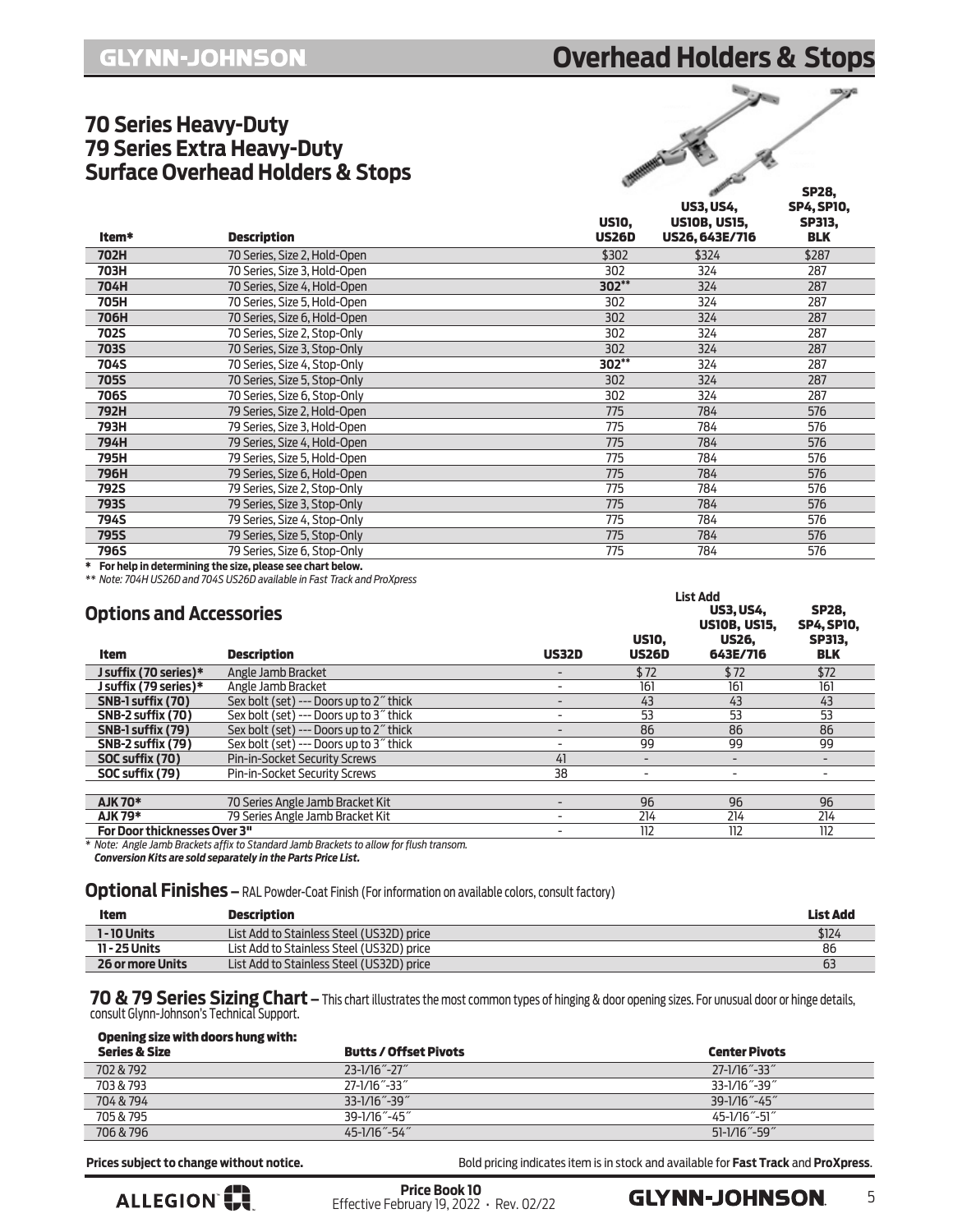## Overhead Holders & Stops

### 70 Series Heavy-Duty
### 79 Series Extra Heavy-Duty
### Surface Overhead Holders & Stops

| Item* | Description | US10, US26D | US3, US4, US10B, US15, US26, 643E/716 | SP28, SP4, SP10, SP313, BLK |
|---|---|---|---|---|
| **702H** | 70 Series, Size 2, Hold-Open | $302 | $324 | $287 |
| 703H | 70 Series, Size 3, Hold-Open | 302 | 324 | 287 |
| **704H** | 70 Series, Size 4, Hold-Open | **302** ** | 324 | 287 |
| 705H | 70 Series, Size 5, Hold-Open | 302 | 324 | 287 |
| **706H** | 70 Series, Size 6, Hold-Open | 302 | 324 | 287 |
| **702S** | 70 Series, Size 2, Stop-Only | 302 | 324 | 287 |
| **703S** | 70 Series, Size 3, Stop-Only | 302 | 324 | 287 |
| **704S** | 70 Series, Size 4, Stop-Only | **302** ** | 324 | 287 |
| **705S** | 70 Series, Size 5, Stop-Only | 302 | 324 | 287 |
| **706S** | 70 Series, Size 6, Stop-Only | 302 | 324 | 287 |
| **792H** | 79 Series, Size 2, Hold-Open | 775 | 784 | 576 |
| **793H** | 79 Series, Size 3, Hold-Open | 775 | 784 | 576 |
| **794H** | 79 Series, Size 4, Hold-Open | 775 | 784 | 576 |
| **795H** | 79 Series, Size 5, Hold-Open | 775 | 784 | 576 |
| **796H** | 79 Series, Size 6, Hold-Open | 775 | 784 | 576 |
| **792S** | 79 Series, Size 2, Stop-Only | 775 | 784 | 576 |
| **793S** | 79 Series, Size 3, Stop-Only | 775 | 784 | 576 |
| **794S** | 79 Series, Size 4, Stop-Only | 775 | 784 | 576 |
| **795S** | 79 Series, Size 5, Stop-Only | 775 | 784 | 576 |
| **796S** | 79 Series, Size 6, Stop-Only | 775 | 784 | 576 |

**\* For help in determining the size, please see chart below.**

*\*\* Note: 704H US26D and 704S US26D available in Fast Track and ProXpress*

### Options and Accessories

| Item | Description | US32D | List Add US10, US26D | List Add US3, US4, US10B, US15, US26, 643E/716 | List Add SP28, SP4, SP10, SP313, BLK |
|---|---|---|---|---|---|
| **J suffix (70 series)*** | Angle Jamb Bracket | - | $72 | $72 | $72 |
| **J suffix (79 series)*** | Angle Jamb Bracket | - | 161 | 161 | 161 |
| **SNB-1 suffix (70)** | Sex bolt (set) --- Doors up to 2″ thick | - | 43 | 43 | 43 |
| **SNB-2 suffix (70)** | Sex bolt (set) --- Doors up to 3″ thick | - | 53 | 53 | 53 |
| **SNB-1 suffix (79)** | Sex bolt (set) --- Doors up to 2″ thick | - | 86 | 86 | 86 |
| **SNB-2 suffix (79)** | Sex bolt (set) --- Doors up to 3″ thick | - | 99 | 99 | 99 |
| **SOC suffix (70)** | Pin-in-Socket Security Screws | 41 | - | - | - |
| **SOC suffix (79)** | Pin-in-Socket Security Screws | 38 | - | - | - |
| | | | | | |
| **AJK 70*** | 70 Series Angle Jamb Bracket Kit | - | 96 | 96 | 96 |
| **AJK 79*** | 79 Series Angle Jamb Bracket Kit | - | 214 | 214 | 214 |
| **For Door thicknesses Over 3"** | | - | 112 | 112 | 112 |

*\* Note: Angle Jamb Brackets affix to Standard Jamb Brackets to allow for flush transom.*
***Conversion Kits are sold separately in the Parts Price List.***

### Optional Finishes – RAL Powder-Coat Finish (For information on available colors, consult factory)

| Item | Description | List Add |
|---|---|---|
| **1 - 10 Units** | List Add to Stainless Steel (US32D) price | $124 |
| **11 - 25 Units** | List Add to Stainless Steel (US32D) price | 86 |
| **26 or more Units** | List Add to Stainless Steel (US32D) price | 63 |

### 70 & 79 Series Sizing Chart – This chart illustrates the most common types of hinging & door opening sizes. For unusual door or hinge details, consult Glynn-Johnson's Technical Support.

**Opening size with doors hung with:**

| Series & Size | Butts / Offset Pivots | Center Pivots |
|---|---|---|
| 702 & 792 | 23-1/16″-27″ | 27-1/16″-33″ |
| 703 & 793 | 27-1/16″-33″ | 33-1/16″-39″ |
| 704 & 794 | 33-1/16″-39″ | 39-1/16″-45″ |
| 705 & 795 | 39-1/16″-45″ | 45-1/16″-51″ |
| 706 & 796 | 45-1/16″-54″ | 51-1/16″-59″ |

**Prices subject to change without notice.** Bold pricing indicates item is in stock and available for **Fast Track** and **ProXpress**.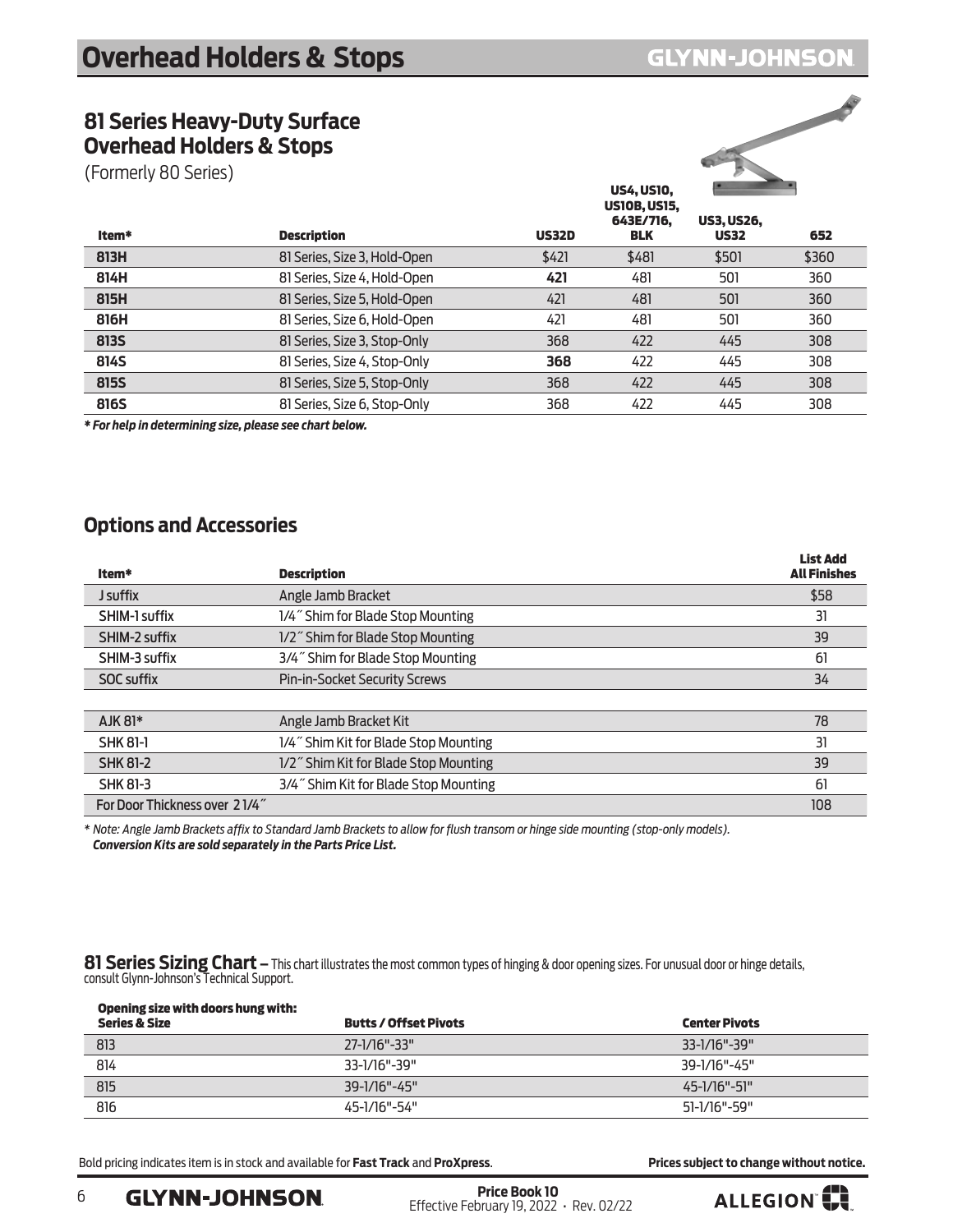# Overhead Holders & Stops

## 81 Series Heavy-Duty Surface Overhead Holders & Stops

(Formerly 80 Series)

| Item* | Description | US32D | US4, US10, US10B, US15, 643E/716, BLK | US3, US26, US32 | 652 |
|---|---|---|---|---|---|
| **813H** | 81 Series, Size 3, Hold-Open | $421 | $481 | $501 | $360 |
| **814H** | 81 Series, Size 4, Hold-Open | **421** | 481 | 501 | 360 |
| **815H** | 81 Series, Size 5, Hold-Open | 421 | 481 | 501 | 360 |
| **816H** | 81 Series, Size 6, Hold-Open | 421 | 481 | 501 | 360 |
| **813S** | 81 Series, Size 3, Stop-Only | 368 | 422 | 445 | 308 |
| **814S** | 81 Series, Size 4, Stop-Only | **368** | 422 | 445 | 308 |
| **815S** | 81 Series, Size 5, Stop-Only | 368 | 422 | 445 | 308 |
| **816S** | 81 Series, Size 6, Stop-Only | 368 | 422 | 445 | 308 |

***** For help in determining size, please see chart below.***

## Options and Accessories

| Item* | Description | List Add All Finishes |
|---|---|---|
| J suffix | Angle Jamb Bracket | $58 |
| SHIM-1 suffix | 1/4″ Shim for Blade Stop Mounting | 31 |
| SHIM-2 suffix | 1/2″ Shim for Blade Stop Mounting | 39 |
| SHIM-3 suffix | 3/4″ Shim for Blade Stop Mounting | 61 |
| SOC suffix | Pin-in-Socket Security Screws | 34 |
| | | |
| AJK 81* | Angle Jamb Bracket Kit | 78 |
| SHK 81-1 | 1/4″ Shim Kit for Blade Stop Mounting | 31 |
| SHK 81-2 | 1/2″ Shim Kit for Blade Stop Mounting | 39 |
| SHK 81-3 | 3/4″ Shim Kit for Blade Stop Mounting | 61 |
| For Door Thickness over 2 1/4″ | | 108 |

*\* Note: Angle Jamb Brackets affix to Standard Jamb Brackets to allow for flush transom or hinge side mounting (stop-only models).*
***Conversion Kits are sold separately in the Parts Price List.***

**81 Series Sizing Chart –** This chart illustrates the most common types of hinging & door opening sizes. For unusual door or hinge details, consult Glynn-Johnson's Technical Support.

| Opening size with doors hung with: Series & Size | Butts / Offset Pivots | Center Pivots |
|---|---|---|
| 813 | 27-1/16"-33" | 33-1/16"-39" |
| 814 | 33-1/16"-39" | 39-1/16"-45" |
| 815 | 39-1/16"-45" | 45-1/16"-51" |
| 816 | 45-1/16"-54" | 51-1/16"-59" |

Bold pricing indicates item is in stock and available for **Fast Track** and **ProXpress**. **Prices subject to change without notice.**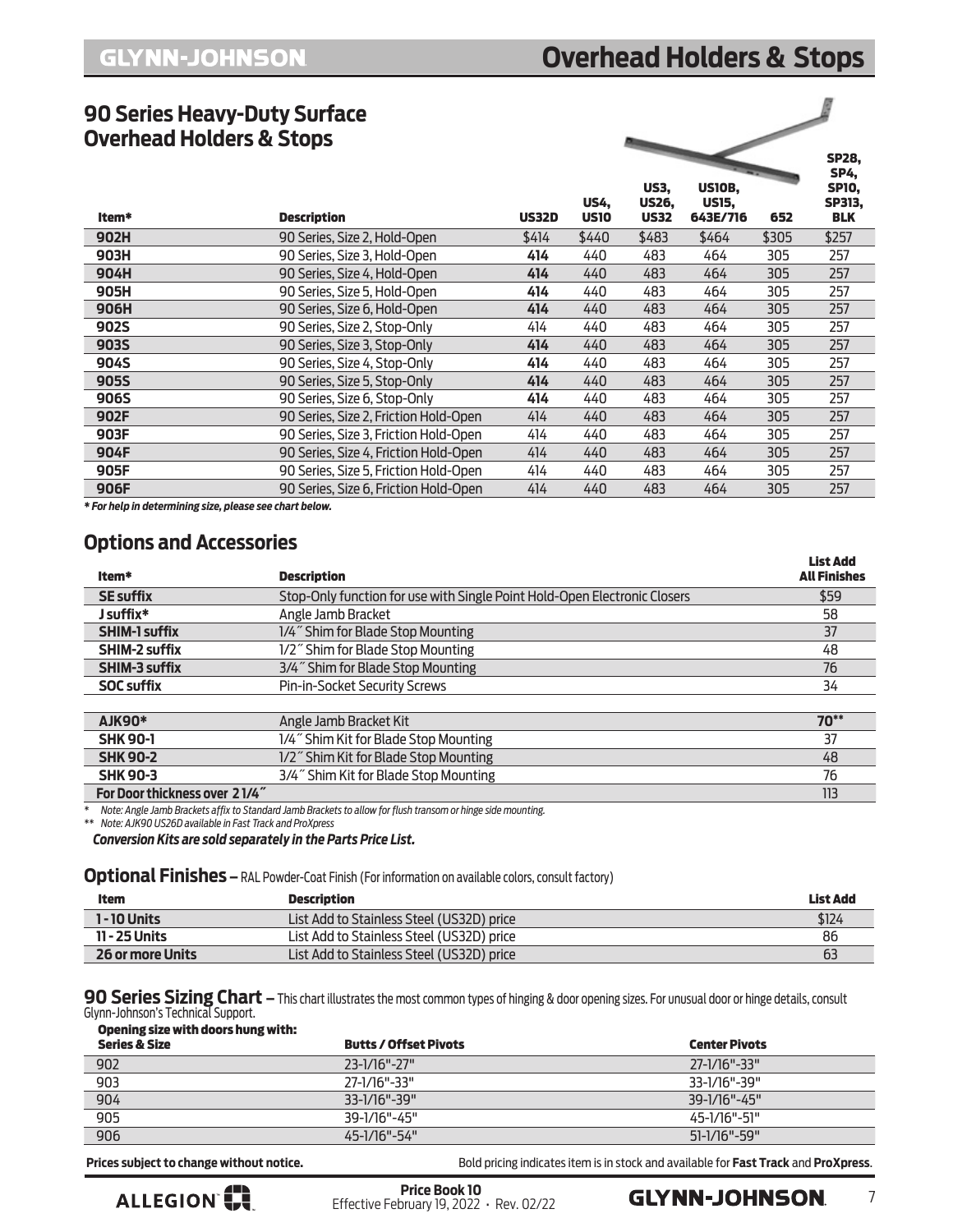## Overhead Holders & Stops

### 90 Series Heavy-Duty Surface Overhead Holders & Stops

| Item* | Description | US32D | US4, US10 | US3, US26, US32 | US10B, US15, 643E/716 | 652 | SP28, SP4, SP10, SP313, BLK |
|---|---|---|---|---|---|---|---|
| **902H** | 90 Series, Size 2, Hold-Open | $414 | $440 | $483 | $464 | $305 | $257 |
| **903H** | 90 Series, Size 3, Hold-Open | **414** | 440 | 483 | 464 | 305 | 257 |
| **904H** | 90 Series, Size 4, Hold-Open | **414** | 440 | 483 | 464 | 305 | 257 |
| **905H** | 90 Series, Size 5, Hold-Open | **414** | 440 | 483 | 464 | 305 | 257 |
| **906H** | 90 Series, Size 6, Hold-Open | **414** | 440 | 483 | 464 | 305 | 257 |
| **902S** | 90 Series, Size 2, Stop-Only | 414 | 440 | 483 | 464 | 305 | 257 |
| **903S** | 90 Series, Size 3, Stop-Only | **414** | 440 | 483 | 464 | 305 | 257 |
| **904S** | 90 Series, Size 4, Stop-Only | **414** | 440 | 483 | 464 | 305 | 257 |
| **905S** | 90 Series, Size 5, Stop-Only | **414** | 440 | 483 | 464 | 305 | 257 |
| **906S** | 90 Series, Size 6, Stop-Only | **414** | 440 | 483 | 464 | 305 | 257 |
| **902F** | 90 Series, Size 2, Friction Hold-Open | 414 | 440 | 483 | 464 | 305 | 257 |
| **903F** | 90 Series, Size 3, Friction Hold-Open | 414 | 440 | 483 | 464 | 305 | 257 |
| **904F** | 90 Series, Size 4, Friction Hold-Open | 414 | 440 | 483 | 464 | 305 | 257 |
| **905F** | 90 Series, Size 5, Friction Hold-Open | 414 | 440 | 483 | 464 | 305 | 257 |
| **906F** | 90 Series, Size 6, Friction Hold-Open | 414 | 440 | 483 | 464 | 305 | 257 |

*** For help in determining size, please see chart below.***

### Options and Accessories

| Item* | Description | List Add All Finishes |
|---|---|---|
| **SE suffix** | Stop-Only function for use with Single Point Hold-Open Electronic Closers | $59 |
| **J suffix*** | Angle Jamb Bracket | 58 |
| **SHIM-1 suffix** | 1/4″ Shim for Blade Stop Mounting | 37 |
| **SHIM-2 suffix** | 1/2″ Shim for Blade Stop Mounting | 48 |
| **SHIM-3 suffix** | 3/4″ Shim for Blade Stop Mounting | 76 |
| **SOC suffix** | Pin-in-Socket Security Screws | 34 |
| | | |
| **AJK90*** | Angle Jamb Bracket Kit | **70**** |
| **SHK 90-1** | 1/4″ Shim Kit for Blade Stop Mounting | 37 |
| **SHK 90-2** | 1/2″ Shim Kit for Blade Stop Mounting | 48 |
| **SHK 90-3** | 3/4″ Shim Kit for Blade Stop Mounting | 76 |
| **For Door thickness over 2 1/4″** | | 113 |

*\* Note: Angle Jamb Brackets affix to Standard Jamb Brackets to allow for flush transom or hinge side mounting.*

*\*\* Note: AJK90 US26D available in Fast Track and ProXpress*

***Conversion Kits are sold separately in the Parts Price List.***

### Optional Finishes – RAL Powder-Coat Finish (For information on available colors, consult factory)

| Item | Description | List Add |
|---|---|---|
| **1 - 10 Units** | List Add to Stainless Steel (US32D) price | $124 |
| **11 - 25 Units** | List Add to Stainless Steel (US32D) price | 86 |
| **26 or more Units** | List Add to Stainless Steel (US32D) price | 63 |

### 90 Series Sizing Chart – This chart illustrates the most common types of hinging & door opening sizes. For unusual door or hinge details, consult Glynn-Johnson's Technical Support.

**Opening size with doors hung with:**

| Series & Size | Butts / Offset Pivots | Center Pivots |
|---|---|---|
| 902 | 23-1/16"-27" | 27-1/16"-33" |
| 903 | 27-1/16"-33" | 33-1/16"-39" |
| 904 | 33-1/16"-39" | 39-1/16"-45" |
| 905 | 39-1/16"-45" | 45-1/16"-51" |
| 906 | 45-1/16"-54" | 51-1/16"-59" |

**Prices subject to change without notice.** Bold pricing indicates item is in stock and available for **Fast Track** and **ProXpress**.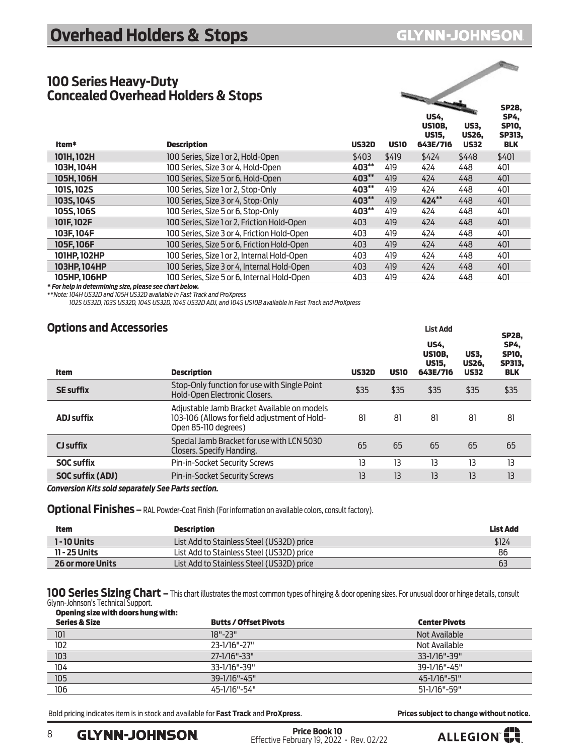# Overhead Holders & Stops

## 100 Series Heavy-Duty Concealed Overhead Holders & Stops

| Item* | Description | US32D | US10 | US4, US10B, US15, 643E/716 | US3, US26, US32 | SP28, SP4, SP10, SP313, BLK |
|---|---|---|---|---|---|---|
| **101H, 102H** | 100 Series, Size 1 or 2, Hold-Open | $403 | $419 | $424 | $448 | $401 |
| **103H, 104H** | 100 Series, Size 3 or 4, Hold-Open | **403**** | 419 | 424 | 448 | 401 |
| **105H, 106H** | 100 Series, Size 5 or 6, Hold-Open | **403**** | 419 | 424 | 448 | 401 |
| **101S, 102S** | 100 Series, Size 1 or 2, Stop-Only | **403**** | 419 | 424 | 448 | 401 |
| **103S, 104S** | 100 Series, Size 3 or 4, Stop-Only | **403**** | 419 | **424**** | 448 | 401 |
| **105S, 106S** | 100 Series, Size 5 or 6, Stop-Only | **403**** | 419 | 424 | 448 | 401 |
| **101F, 102F** | 100 Series, Size 1 or 2, Friction Hold-Open | 403 | 419 | 424 | 448 | 401 |
| **103F, 104F** | 100 Series, Size 3 or 4, Friction Hold-Open | 403 | 419 | 424 | 448 | 401 |
| **105F, 106F** | 100 Series, Size 5 or 6, Friction Hold-Open | 403 | 419 | 424 | 448 | 401 |
| **101HP, 102HP** | 100 Series, Size 1 or 2, Internal Hold-Open | 403 | 419 | 424 | 448 | 401 |
| **103HP, 104HP** | 100 Series, Size 3 or 4, Internal Hold-Open | 403 | 419 | 424 | 448 | 401 |
| **105HP, 106HP** | 100 Series, Size 5 or 6, Internal Hold-Open | 403 | 419 | 424 | 448 | 401 |

***For help in determining size, please see chart below.***

*Note: 104H US32D and 105H US32D available in Fast Track and ProXpress*
*102S US32D, 103S US32D, 104S US32D, 104S US32D ADJ, and 104S US10B available in Fast Track and ProXpress*

## Options and Accessories

| Item | Description | US32D | US10 | List Add US4, US10B, US15, 643E/716 | US3, US26, US32 | SP28, SP4, SP10, SP313, BLK |
|---|---|---|---|---|---|---|
| **SE suffix** | Stop-Only function for use with Single Point Hold-Open Electronic Closers. | $35 | $35 | $35 | $35 | $35 |
| **ADJ suffix** | Adjustable Jamb Bracket Available on models 103-106 (Allows for field adjustment of Hold-Open 85-110 degrees) | 81 | 81 | 81 | 81 | 81 |
| **CJ suffix** | Special Jamb Bracket for use with LCN 5030 Closers. Specify Handing. | 65 | 65 | 65 | 65 | 65 |
| **SOC suffix** | Pin-in-Socket Security Screws | 13 | 13 | 13 | 13 | 13 |
| **SOC suffix (ADJ)** | Pin-in-Socket Security Screws | 13 | 13 | 13 | 13 | 13 |

***Conversion Kits sold separately See Parts section.***

## Optional Finishes – RAL Powder-Coat Finish (For information on available colors, consult factory).

| Item | Description | List Add |
|---|---|---|
| **1 - 10 Units** | List Add to Stainless Steel (US32D) price | $124 |
| **11 - 25 Units** | List Add to Stainless Steel (US32D) price | 86 |
| **26 or more Units** | List Add to Stainless Steel (US32D) price | 63 |

## 100 Series Sizing Chart – This chart illustrates the most common types of hinging & door opening sizes. For unusual door or hinge details, consult Glynn-Johnson's Technical Support.

**Opening size with doors hung with:**

| Series & Size | Butts / Offset Pivots | Center Pivots |
|---|---|---|
| 101 | 18"-23" | Not Available |
| 102 | 23-1/16"-27" | Not Available |
| 103 | 27-1/16"-33" | 33-1/16"-39" |
| 104 | 33-1/16"-39" | 39-1/16"-45" |
| 105 | 39-1/16"-45" | 45-1/16"-51" |
| 106 | 45-1/16"-54" | 51-1/16"-59" |

Bold pricing indicates item is in stock and available for **Fast Track** and **ProXpress**.

**Prices subject to change without notice.**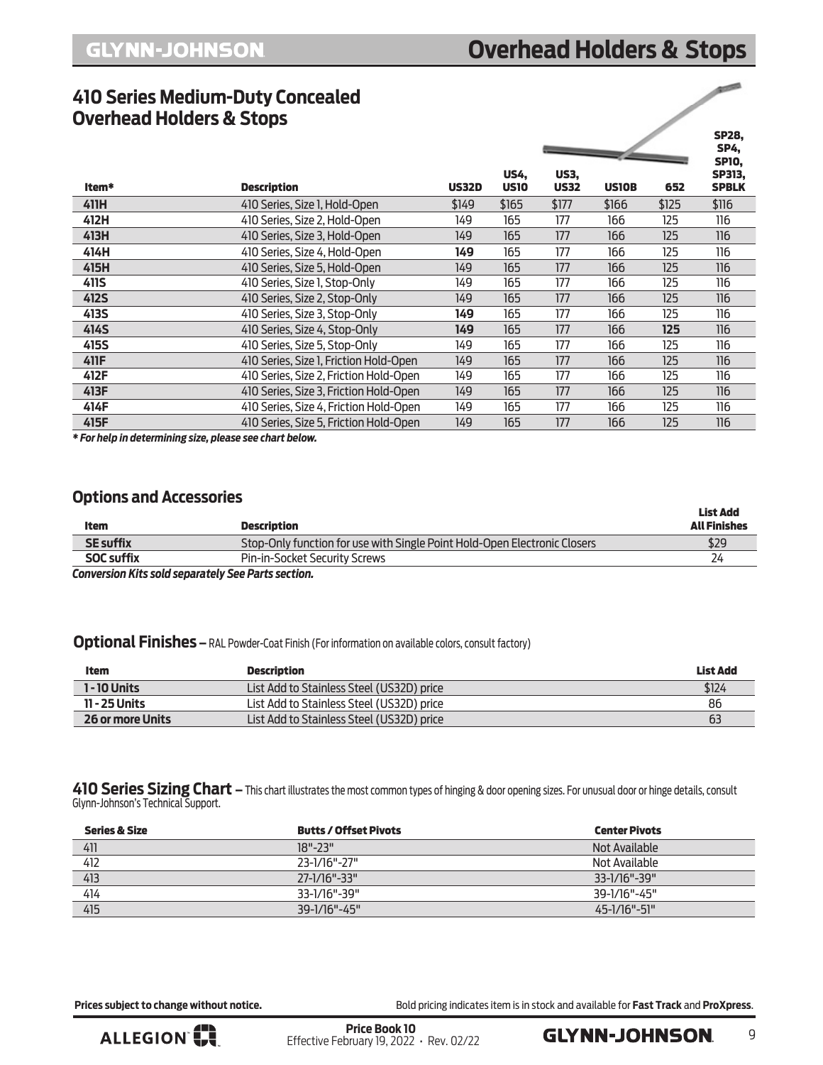# Overhead Holders & Stops

## 410 Series Medium-Duty Concealed Overhead Holders & Stops

| Item* | Description | US32D | US4, US10 | US3, US32 | US10B | 652 | SP28, SP4, SP10, SP313, SPBLK |
|---|---|---|---|---|---|---|---|
| 411H | 410 Series, Size 1, Hold-Open | $149 | $165 | $177 | $166 | $125 | $116 |
| 412H | 410 Series, Size 2, Hold-Open | 149 | 165 | 177 | 166 | 125 | 116 |
| 413H | 410 Series, Size 3, Hold-Open | 149 | 165 | 177 | 166 | 125 | 116 |
| 414H | 410 Series, Size 4, Hold-Open | **149** | 165 | 177 | 166 | 125 | 116 |
| 415H | 410 Series, Size 5, Hold-Open | 149 | 165 | 177 | 166 | 125 | 116 |
| 411S | 410 Series, Size 1, Stop-Only | 149 | 165 | 177 | 166 | 125 | 116 |
| 412S | 410 Series, Size 2, Stop-Only | 149 | 165 | 177 | 166 | 125 | 116 |
| 413S | 410 Series, Size 3, Stop-Only | **149** | 165 | 177 | 166 | 125 | 116 |
| 414S | 410 Series, Size 4, Stop-Only | **149** | 165 | 177 | 166 | **125** | 116 |
| 415S | 410 Series, Size 5, Stop-Only | 149 | 165 | 177 | 166 | 125 | 116 |
| 411F | 410 Series, Size 1, Friction Hold-Open | 149 | 165 | 177 | 166 | 125 | 116 |
| 412F | 410 Series, Size 2, Friction Hold-Open | 149 | 165 | 177 | 166 | 125 | 116 |
| 413F | 410 Series, Size 3, Friction Hold-Open | 149 | 165 | 177 | 166 | 125 | 116 |
| 414F | 410 Series, Size 4, Friction Hold-Open | 149 | 165 | 177 | 166 | 125 | 116 |
| 415F | 410 Series, Size 5, Friction Hold-Open | 149 | 165 | 177 | 166 | 125 | 116 |

***For help in determining size, please see chart below.***

### Options and Accessories

| Item | Description | List Add All Finishes |
|---|---|---|
| SE suffix | Stop-Only function for use with Single Point Hold-Open Electronic Closers | $29 |
| SOC suffix | Pin-in-Socket Security Screws | 24 |

***Conversion Kits sold separately See Parts section.***

### Optional Finishes – RAL Powder-Coat Finish (For information on available colors, consult factory)

| Item | Description | List Add |
|---|---|---|
| 1 - 10 Units | List Add to Stainless Steel (US32D) price | $124 |
| 11 - 25 Units | List Add to Stainless Steel (US32D) price | 86 |
| 26 or more Units | List Add to Stainless Steel (US32D) price | 63 |

### 410 Series Sizing Chart – This chart illustrates the most common types of hinging & door opening sizes. For unusual door or hinge details, consult Glynn-Johnson's Technical Support.

| Series & Size | Butts / Offset Pivots | Center Pivots |
|---|---|---|
| 411 | 18"-23" | Not Available |
| 412 | 23-1/16"-27" | Not Available |
| 413 | 27-1/16"-33" | 33-1/16"-39" |
| 414 | 33-1/16"-39" | 39-1/16"-45" |
| 415 | 39-1/16"-45" | 45-1/16"-51" |

**Prices subject to change without notice.** Bold pricing indicates item is in stock and available for **Fast Track** and **ProXpress**.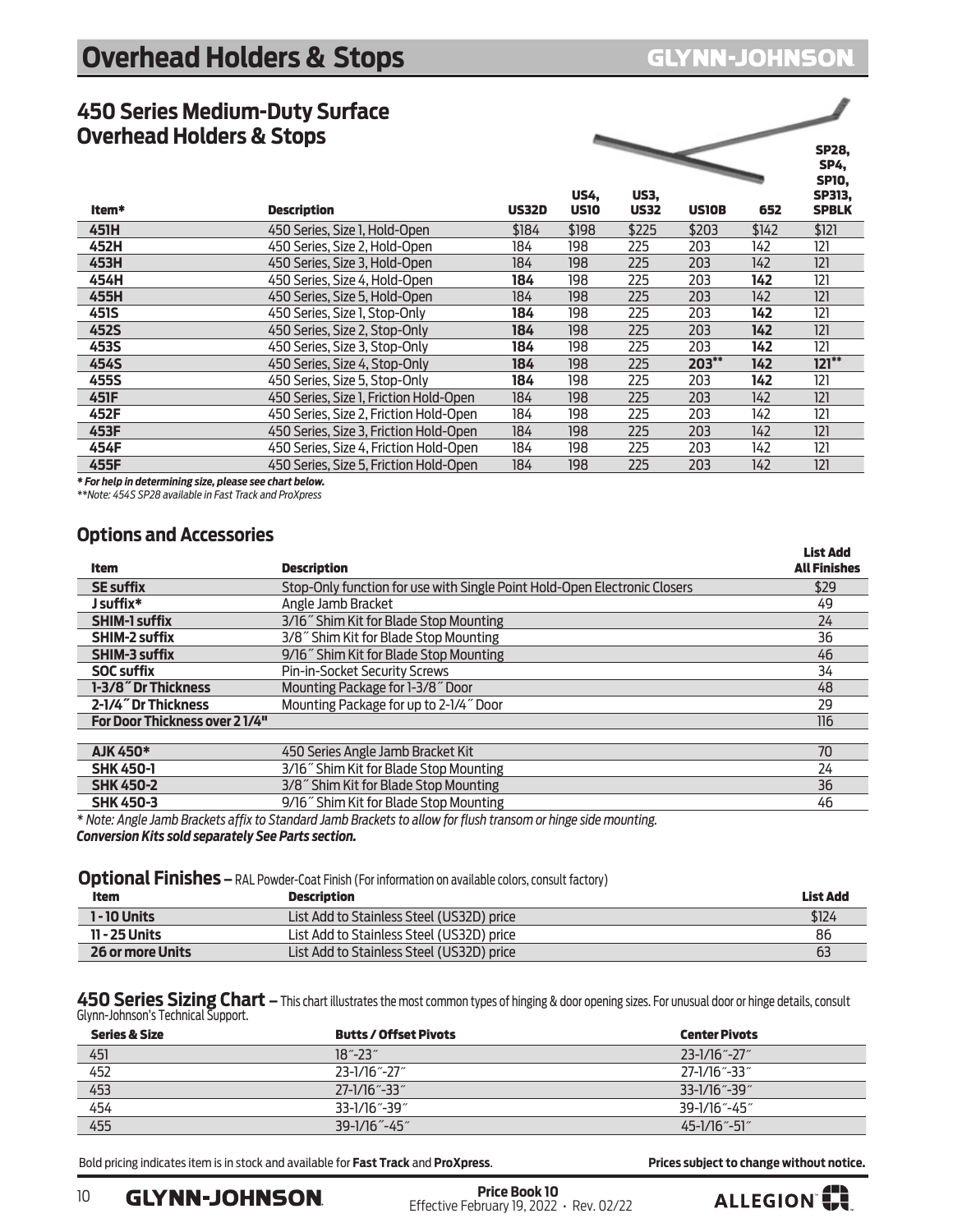# Overhead Holders & Stops

GLYNN-JOHNSON

## 450 Series Medium-Duty Surface Overhead Holders & Stops

| Item* | Description | US32D | US4, US10 | US3, US32 | US10B | 652 | SP28, SP4, SP10, SP313, SPBLK |
|---|---|---|---|---|---|---|---|
| 451H | 450 Series, Size 1, Hold-Open | $184 | $198 | $225 | $203 | $142 | $121 |
| 452H | 450 Series, Size 2, Hold-Open | 184 | 198 | 225 | 203 | 142 | 121 |
| 453H | 450 Series, Size 3, Hold-Open | 184 | 198 | 225 | 203 | 142 | 121 |
| 454H | 450 Series, Size 4, Hold-Open | **184** | 198 | 225 | 203 | **142** | 121 |
| 455H | 450 Series, Size 5, Hold-Open | 184 | 198 | 225 | 203 | 142 | 121 |
| 451S | 450 Series, Size 1, Stop-Only | **184** | 198 | 225 | 203 | **142** | 121 |
| 452S | 450 Series, Size 2, Stop-Only | **184** | 198 | 225 | 203 | **142** | 121 |
| 453S | 450 Series, Size 3, Stop-Only | **184** | 198 | 225 | 203 | **142** | 121 |
| 454S | 450 Series, Size 4, Stop-Only | **184** | 198 | 225 | **203****| **142** | **121**** |
| 455S | 450 Series, Size 5, Stop-Only | **184** | 198 | 225 | 203 | **142** | 121 |
| 451F | 450 Series, Size 1, Friction Hold-Open | 184 | 198 | 225 | 203 | 142 | 121 |
| 452F | 450 Series, Size 2, Friction Hold-Open | 184 | 198 | 225 | 203 | 142 | 121 |
| 453F | 450 Series, Size 3, Friction Hold-Open | 184 | 198 | 225 | 203 | 142 | 121 |
| 454F | 450 Series, Size 4, Friction Hold-Open | 184 | 198 | 225 | 203 | 142 | 121 |
| 455F | 450 Series, Size 5, Friction Hold-Open | 184 | 198 | 225 | 203 | 142 | 121 |

***** For help in determining size, please see chart below.***

*\*\*Note: 454S SP28 available in Fast Track and ProXpress*

## Options and Accessories

| Item | Description | List Add All Finishes |
|---|---|---|
| SE suffix | Stop-Only function for use with Single Point Hold-Open Electronic Closers | $29 |
| J suffix* | Angle Jamb Bracket | 49 |
| SHIM-1 suffix | 3/16″ Shim Kit for Blade Stop Mounting | 24 |
| SHIM-2 suffix | 3/8″ Shim Kit for Blade Stop Mounting | 36 |
| SHIM-3 suffix | 9/16″ Shim Kit for Blade Stop Mounting | 46 |
| SOC suffix | Pin-in-Socket Security Screws | 34 |
| 1-3/8″ Dr Thickness | Mounting Package for 1-3/8″ Door | 48 |
| 2-1/4″ Dr Thickness | Mounting Package for up to 2-1/4″ Door | 29 |
| For Door Thickness over 2 1/4" | | 116 |
| AJK 450* | 450 Series Angle Jamb Bracket Kit | 70 |
| SHK 450-1 | 3/16″ Shim Kit for Blade Stop Mounting | 24 |
| SHK 450-2 | 3/8″ Shim Kit for Blade Stop Mounting | 36 |
| SHK 450-3 | 9/16″ Shim Kit for Blade Stop Mounting | 46 |

*\* Note: Angle Jamb Brackets affix to Standard Jamb Brackets to allow for flush transom or hinge side mounting.*

***Conversion Kits sold separately See Parts section.***

## Optional Finishes – RAL Powder-Coat Finish (For information on available colors, consult factory)

| Item | Description | List Add |
|---|---|---|
| 1 - 10 Units | List Add to Stainless Steel (US32D) price | $124 |
| 11 - 25 Units | List Add to Stainless Steel (US32D) price | 86 |
| 26 or more Units | List Add to Stainless Steel (US32D) price | 63 |

## 450 Series Sizing Chart – This chart illustrates the most common types of hinging & door opening sizes. For unusual door or hinge details, consult Glynn-Johnson's Technical Support.

| Series & Size | Butts / Offset Pivots | Center Pivots |
|---|---|---|
| 451 | 18″-23″ | 23-1/16″-27″ |
| 452 | 23-1/16″-27″ | 27-1/16″-33″ |
| 453 | 27-1/16″-33″ | 33-1/16″-39″ |
| 454 | 33-1/16″-39″ | 39-1/16″-45″ |
| 455 | 39-1/16″-45″ | 45-1/16″-51″ |

Bold pricing indicates item is in stock and available for **Fast Track** and **ProXpress**.

**Prices subject to change without notice.**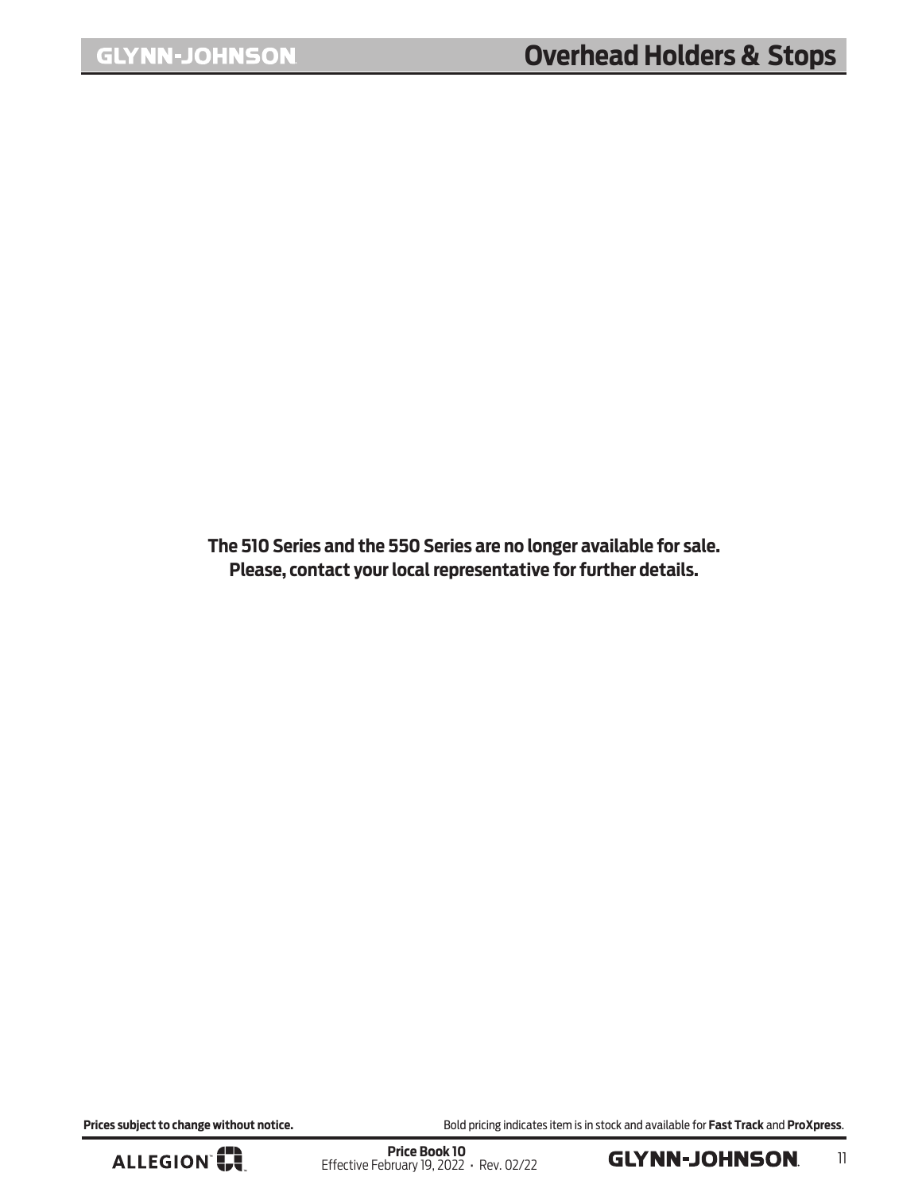**The 510 Series and the 550 Series are no longer available for sale.**
**Please, contact your local representative for further details.**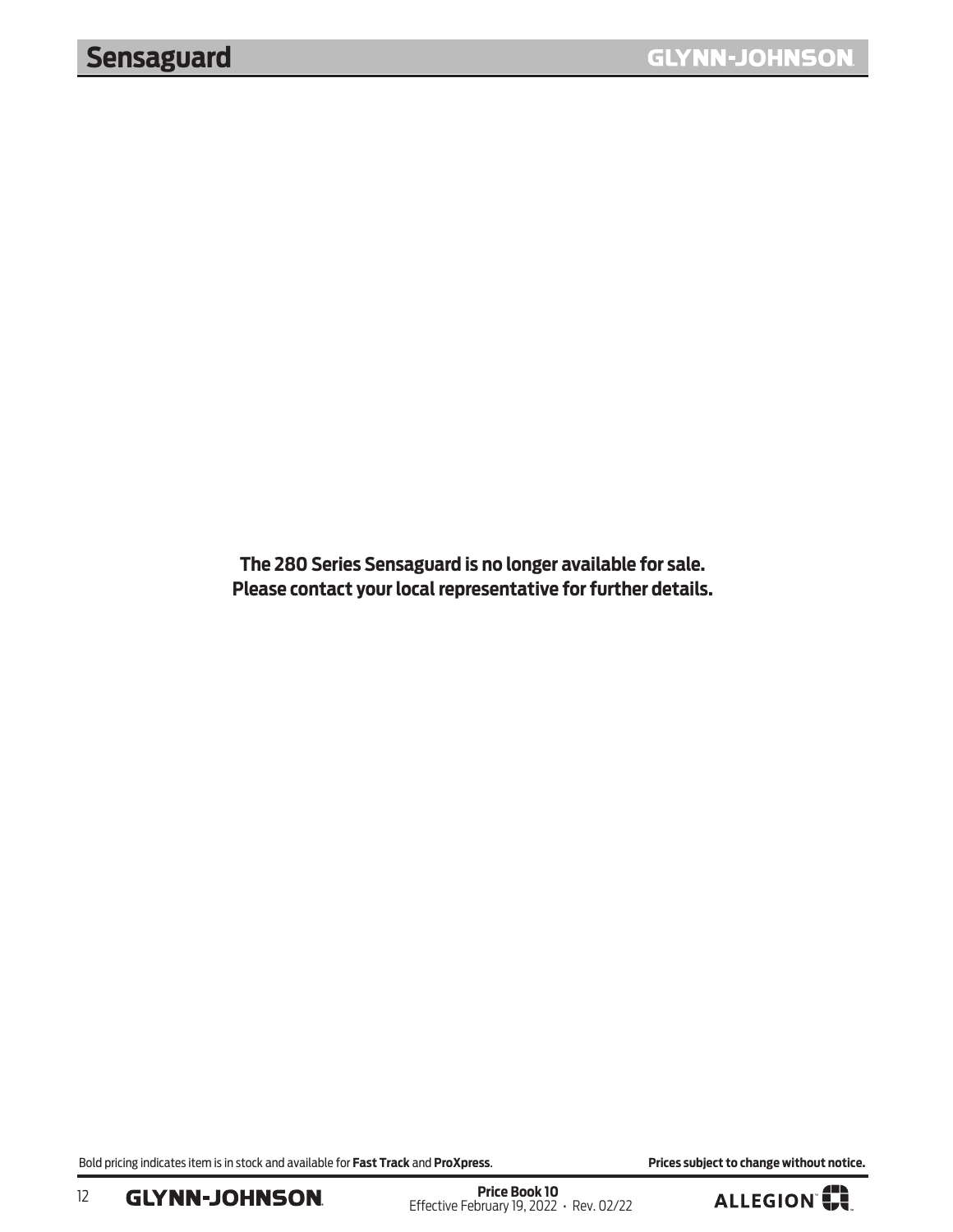# Sensaguard

**The 280 Series Sensaguard is no longer available for sale.**
**Please contact your local representative for further details.**

Bold pricing indicates item is in stock and available for **Fast Track** and **ProXpress**.

**Prices subject to change without notice.**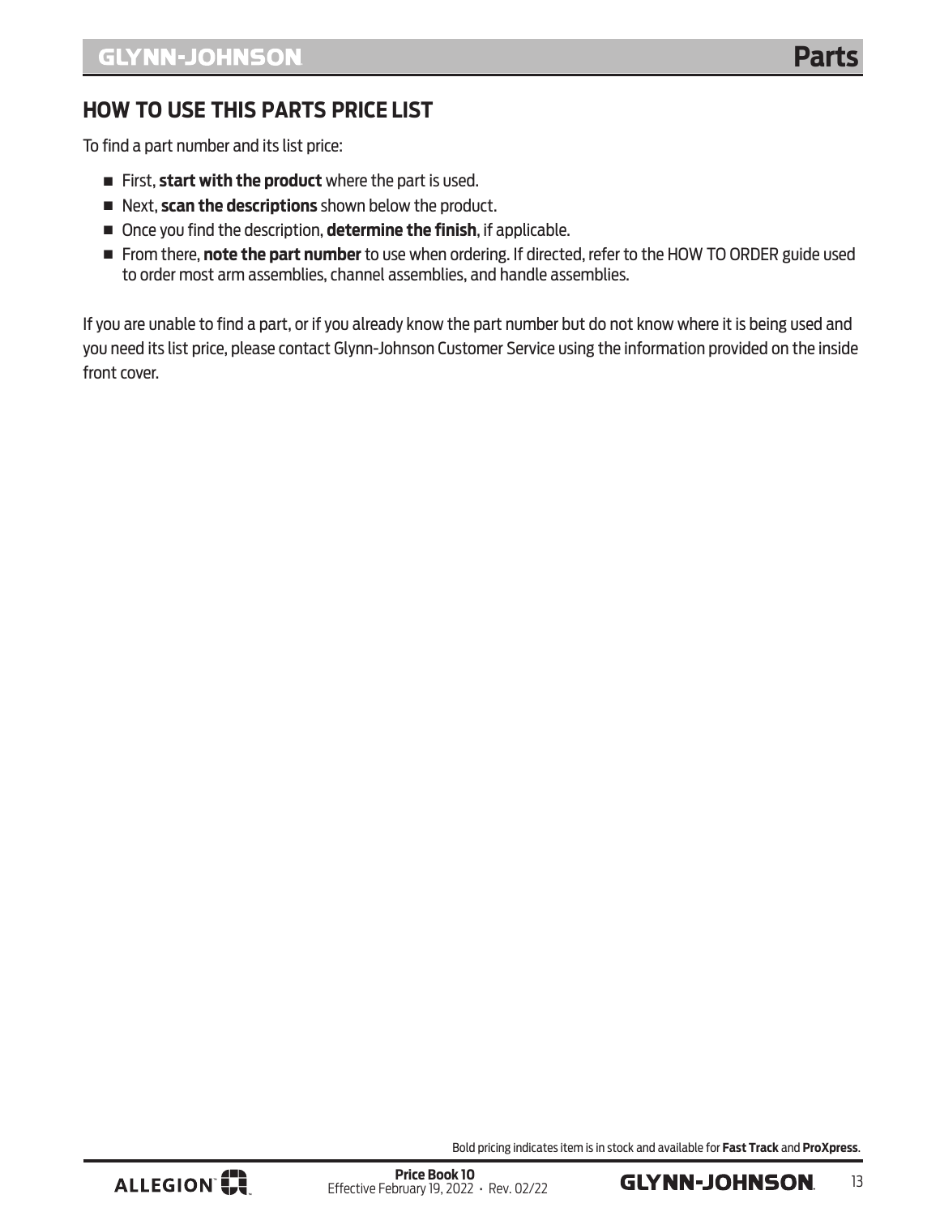## HOW TO USE THIS PARTS PRICE LIST

To find a part number and its list price:

- First, **start with the product** where the part is used.
- Next, **scan the descriptions** shown below the product.
- Once you find the description, **determine the finish**, if applicable.
- From there, **note the part number** to use when ordering. If directed, refer to the HOW TO ORDER guide used to order most arm assemblies, channel assemblies, and handle assemblies.

If you are unable to find a part, or if you already know the part number but do not know where it is being used and you need its list price, please contact Glynn-Johnson Customer Service using the information provided on the inside front cover.

Bold pricing indicates item is in stock and available for **Fast Track** and **ProXpress**.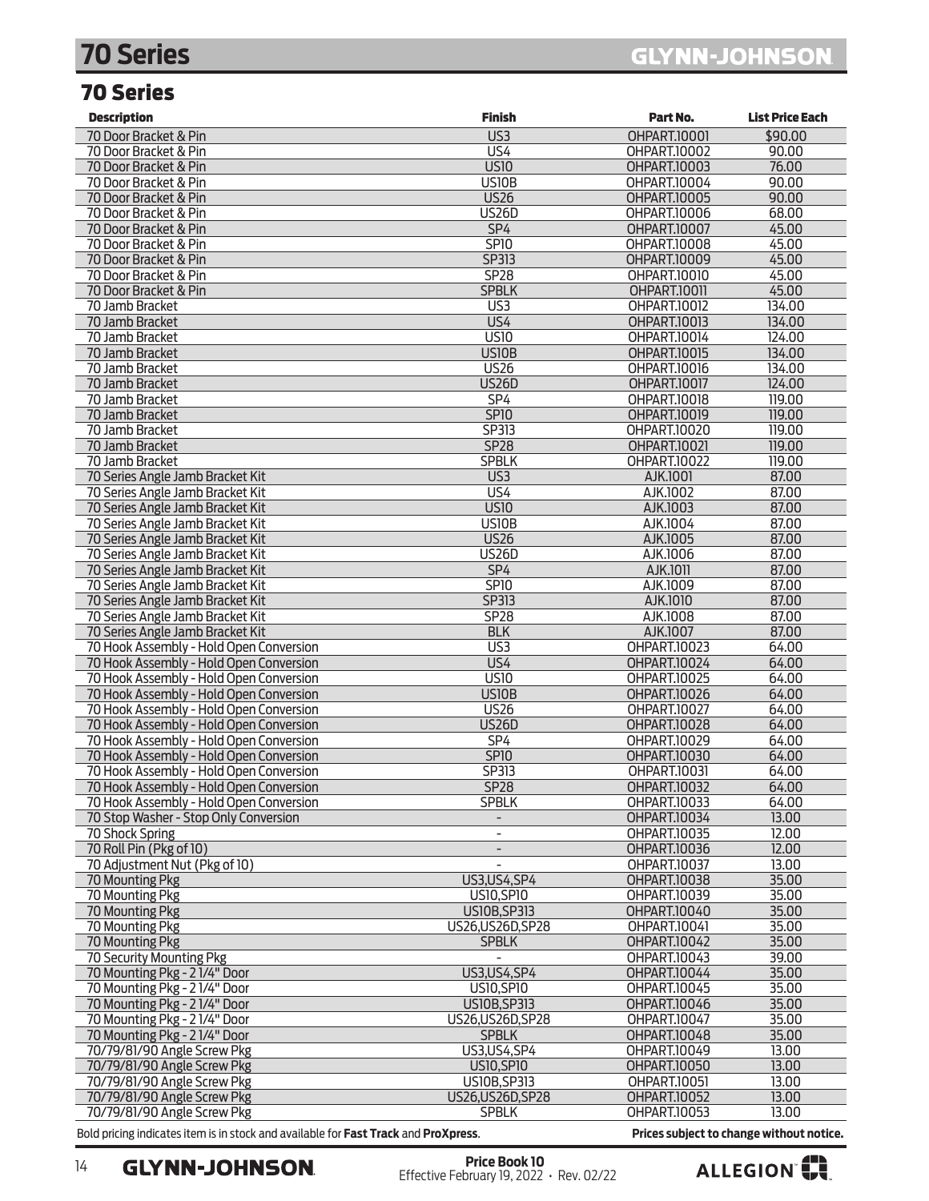# 70 Series

## 70 Series

| Description | Finish | Part No. | List Price Each |
|---|---|---|---|
| 70 Door Bracket & Pin | US3 | OHPART.10001 | $90.00 |
| 70 Door Bracket & Pin | US4 | OHPART.10002 | 90.00 |
| 70 Door Bracket & Pin | US10 | OHPART.10003 | 76.00 |
| 70 Door Bracket & Pin | US10B | OHPART.10004 | 90.00 |
| 70 Door Bracket & Pin | US26 | OHPART.10005 | 90.00 |
| 70 Door Bracket & Pin | US26D | OHPART.10006 | 68.00 |
| 70 Door Bracket & Pin | SP4 | OHPART.10007 | 45.00 |
| 70 Door Bracket & Pin | SP10 | OHPART.10008 | 45.00 |
| 70 Door Bracket & Pin | SP313 | OHPART.10009 | 45.00 |
| 70 Door Bracket & Pin | SP28 | OHPART.10010 | 45.00 |
| 70 Door Bracket & Pin | SPBLK | OHPART.10011 | 45.00 |
| 70 Jamb Bracket | US3 | OHPART.10012 | 134.00 |
| 70 Jamb Bracket | US4 | OHPART.10013 | 134.00 |
| 70 Jamb Bracket | US10 | OHPART.10014 | 124.00 |
| 70 Jamb Bracket | US10B | OHPART.10015 | 134.00 |
| 70 Jamb Bracket | US26 | OHPART.10016 | 134.00 |
| 70 Jamb Bracket | US26D | OHPART.10017 | 124.00 |
| 70 Jamb Bracket | SP4 | OHPART.10018 | 119.00 |
| 70 Jamb Bracket | SP10 | OHPART.10019 | 119.00 |
| 70 Jamb Bracket | SP313 | OHPART.10020 | 119.00 |
| 70 Jamb Bracket | SP28 | OHPART.10021 | 119.00 |
| 70 Jamb Bracket | SPBLK | OHPART.10022 | 119.00 |
| 70 Series Angle Jamb Bracket Kit | US3 | AJK.1001 | 87.00 |
| 70 Series Angle Jamb Bracket Kit | US4 | AJK.1002 | 87.00 |
| 70 Series Angle Jamb Bracket Kit | US10 | AJK.1003 | 87.00 |
| 70 Series Angle Jamb Bracket Kit | US10B | AJK.1004 | 87.00 |
| 70 Series Angle Jamb Bracket Kit | US26 | AJK.1005 | 87.00 |
| 70 Series Angle Jamb Bracket Kit | US26D | AJK.1006 | 87.00 |
| 70 Series Angle Jamb Bracket Kit | SP4 | AJK.1011 | 87.00 |
| 70 Series Angle Jamb Bracket Kit | SP10 | AJK.1009 | 87.00 |
| 70 Series Angle Jamb Bracket Kit | SP313 | AJK.1010 | 87.00 |
| 70 Series Angle Jamb Bracket Kit | SP28 | AJK.1008 | 87.00 |
| 70 Series Angle Jamb Bracket Kit | BLK | AJK.1007 | 87.00 |
| 70 Hook Assembly - Hold Open Conversion | US3 | OHPART.10023 | 64.00 |
| 70 Hook Assembly - Hold Open Conversion | US4 | OHPART.10024 | 64.00 |
| 70 Hook Assembly - Hold Open Conversion | US10 | OHPART.10025 | 64.00 |
| 70 Hook Assembly - Hold Open Conversion | US10B | OHPART.10026 | 64.00 |
| 70 Hook Assembly - Hold Open Conversion | US26 | OHPART.10027 | 64.00 |
| 70 Hook Assembly - Hold Open Conversion | US26D | OHPART.10028 | 64.00 |
| 70 Hook Assembly - Hold Open Conversion | SP4 | OHPART.10029 | 64.00 |
| 70 Hook Assembly - Hold Open Conversion | SP10 | OHPART.10030 | 64.00 |
| 70 Hook Assembly - Hold Open Conversion | SP313 | OHPART.10031 | 64.00 |
| 70 Hook Assembly - Hold Open Conversion | SP28 | OHPART.10032 | 64.00 |
| 70 Hook Assembly - Hold Open Conversion | SPBLK | OHPART.10033 | 64.00 |
| 70 Stop Washer - Stop Only Conversion | - | OHPART.10034 | 13.00 |
| 70 Shock Spring | - | OHPART.10035 | 12.00 |
| 70 Roll Pin (Pkg of 10) | - | OHPART.10036 | 12.00 |
| 70 Adjustment Nut (Pkg of 10) | - | OHPART.10037 | 13.00 |
| 70 Mounting Pkg | US3,US4,SP4 | OHPART.10038 | 35.00 |
| 70 Mounting Pkg | US10,SP10 | OHPART.10039 | 35.00 |
| 70 Mounting Pkg | US10B,SP313 | OHPART.10040 | 35.00 |
| 70 Mounting Pkg | US26,US26D,SP28 | OHPART.10041 | 35.00 |
| 70 Mounting Pkg | SPBLK | OHPART.10042 | 35.00 |
| 70 Security Mounting Pkg | - | OHPART.10043 | 39.00 |
| 70 Mounting Pkg - 2 1/4" Door | US3,US4,SP4 | OHPART.10044 | 35.00 |
| 70 Mounting Pkg - 2 1/4" Door | US10,SP10 | OHPART.10045 | 35.00 |
| 70 Mounting Pkg - 2 1/4" Door | US10B,SP313 | OHPART.10046 | 35.00 |
| 70 Mounting Pkg - 2 1/4" Door | US26,US26D,SP28 | OHPART.10047 | 35.00 |
| 70 Mounting Pkg - 2 1/4" Door | SPBLK | OHPART.10048 | 35.00 |
| 70/79/81/90 Angle Screw Pkg | US3,US4,SP4 | OHPART.10049 | 13.00 |
| 70/79/81/90 Angle Screw Pkg | US10,SP10 | OHPART.10050 | 13.00 |
| 70/79/81/90 Angle Screw Pkg | US10B,SP313 | OHPART.10051 | 13.00 |
| 70/79/81/90 Angle Screw Pkg | US26,US26D,SP28 | OHPART.10052 | 13.00 |
| 70/79/81/90 Angle Screw Pkg | SPBLK | OHPART.10053 | 13.00 |

Bold pricing indicates item is in stock and available for **Fast Track** and **ProXpress**.

**Prices subject to change without notice.**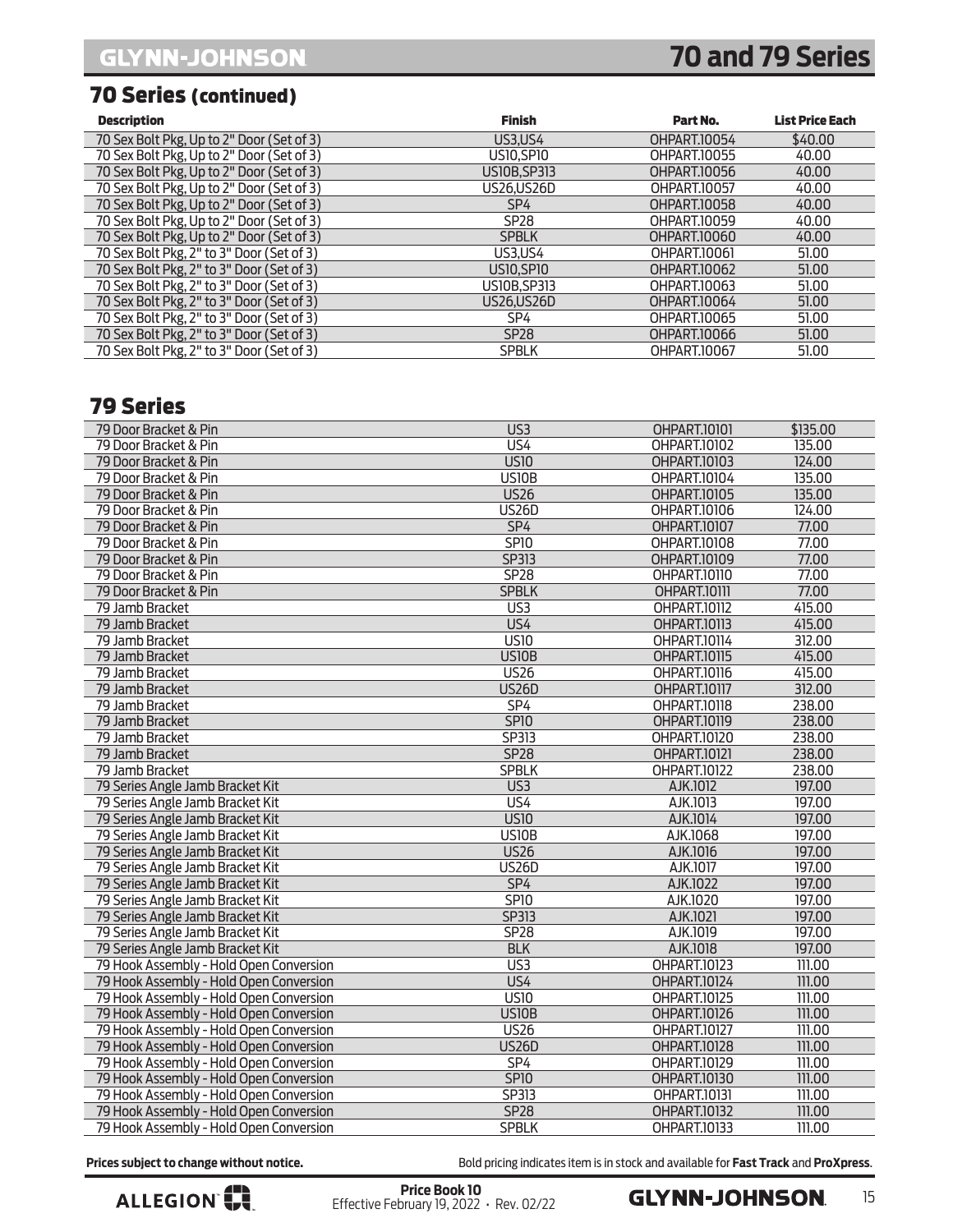## 70 Series (continued)

| Description | Finish | Part No. | List Price Each |
|---|---|---|---|
| 70 Sex Bolt Pkg, Up to 2" Door (Set of 3) | US3,US4 | OHPART.10054 | $40.00 |
| 70 Sex Bolt Pkg, Up to 2" Door (Set of 3) | US10,SP10 | OHPART.10055 | 40.00 |
| 70 Sex Bolt Pkg, Up to 2" Door (Set of 3) | US10B,SP313 | OHPART.10056 | 40.00 |
| 70 Sex Bolt Pkg, Up to 2" Door (Set of 3) | US26,US26D | OHPART.10057 | 40.00 |
| 70 Sex Bolt Pkg, Up to 2" Door (Set of 3) | SP4 | OHPART.10058 | 40.00 |
| 70 Sex Bolt Pkg, Up to 2" Door (Set of 3) | SP28 | OHPART.10059 | 40.00 |
| 70 Sex Bolt Pkg, Up to 2" Door (Set of 3) | SPBLK | OHPART.10060 | 40.00 |
| 70 Sex Bolt Pkg, 2" to 3" Door (Set of 3) | US3,US4 | OHPART.10061 | 51.00 |
| 70 Sex Bolt Pkg, 2" to 3" Door (Set of 3) | US10,SP10 | OHPART.10062 | 51.00 |
| 70 Sex Bolt Pkg, 2" to 3" Door (Set of 3) | US10B,SP313 | OHPART.10063 | 51.00 |
| 70 Sex Bolt Pkg, 2" to 3" Door (Set of 3) | US26,US26D | OHPART.10064 | 51.00 |
| 70 Sex Bolt Pkg, 2" to 3" Door (Set of 3) | SP4 | OHPART.10065 | 51.00 |
| 70 Sex Bolt Pkg, 2" to 3" Door (Set of 3) | SP28 | OHPART.10066 | 51.00 |
| 70 Sex Bolt Pkg, 2" to 3" Door (Set of 3) | SPBLK | OHPART.10067 | 51.00 |

## 79 Series

| Description | Finish | Part No. | List Price Each |
|---|---|---|---|
| 79 Door Bracket & Pin | US3 | OHPART.10101 | $135.00 |
| 79 Door Bracket & Pin | US4 | OHPART.10102 | 135.00 |
| 79 Door Bracket & Pin | US10 | OHPART.10103 | 124.00 |
| 79 Door Bracket & Pin | US10B | OHPART.10104 | 135.00 |
| 79 Door Bracket & Pin | US26 | OHPART.10105 | 135.00 |
| 79 Door Bracket & Pin | US26D | OHPART.10106 | 124.00 |
| 79 Door Bracket & Pin | SP4 | OHPART.10107 | 77.00 |
| 79 Door Bracket & Pin | SP10 | OHPART.10108 | 77.00 |
| 79 Door Bracket & Pin | SP313 | OHPART.10109 | 77.00 |
| 79 Door Bracket & Pin | SP28 | OHPART.10110 | 77.00 |
| 79 Door Bracket & Pin | SPBLK | OHPART.10111 | 77.00 |
| 79 Jamb Bracket | US3 | OHPART.10112 | 415.00 |
| 79 Jamb Bracket | US4 | OHPART.10113 | 415.00 |
| 79 Jamb Bracket | US10 | OHPART.10114 | 312.00 |
| 79 Jamb Bracket | US10B | OHPART.10115 | 415.00 |
| 79 Jamb Bracket | US26 | OHPART.10116 | 415.00 |
| 79 Jamb Bracket | US26D | OHPART.10117 | 312.00 |
| 79 Jamb Bracket | SP4 | OHPART.10118 | 238.00 |
| 79 Jamb Bracket | SP10 | OHPART.10119 | 238.00 |
| 79 Jamb Bracket | SP313 | OHPART.10120 | 238.00 |
| 79 Jamb Bracket | SP28 | OHPART.10121 | 238.00 |
| 79 Jamb Bracket | SPBLK | OHPART.10122 | 238.00 |
| 79 Series Angle Jamb Bracket Kit | US3 | AJK.1012 | 197.00 |
| 79 Series Angle Jamb Bracket Kit | US4 | AJK.1013 | 197.00 |
| 79 Series Angle Jamb Bracket Kit | US10 | AJK.1014 | 197.00 |
| 79 Series Angle Jamb Bracket Kit | US10B | AJK.1068 | 197.00 |
| 79 Series Angle Jamb Bracket Kit | US26 | AJK.1016 | 197.00 |
| 79 Series Angle Jamb Bracket Kit | US26D | AJK.1017 | 197.00 |
| 79 Series Angle Jamb Bracket Kit | SP4 | AJK.1022 | 197.00 |
| 79 Series Angle Jamb Bracket Kit | SP10 | AJK.1020 | 197.00 |
| 79 Series Angle Jamb Bracket Kit | SP313 | AJK.1021 | 197.00 |
| 79 Series Angle Jamb Bracket Kit | SP28 | AJK.1019 | 197.00 |
| 79 Series Angle Jamb Bracket Kit | BLK | AJK.1018 | 197.00 |
| 79 Hook Assembly - Hold Open Conversion | US3 | OHPART.10123 | 111.00 |
| 79 Hook Assembly - Hold Open Conversion | US4 | OHPART.10124 | 111.00 |
| 79 Hook Assembly - Hold Open Conversion | US10 | OHPART.10125 | 111.00 |
| 79 Hook Assembly - Hold Open Conversion | US10B | OHPART.10126 | 111.00 |
| 79 Hook Assembly - Hold Open Conversion | US26 | OHPART.10127 | 111.00 |
| 79 Hook Assembly - Hold Open Conversion | US26D | OHPART.10128 | 111.00 |
| 79 Hook Assembly - Hold Open Conversion | SP4 | OHPART.10129 | 111.00 |
| 79 Hook Assembly - Hold Open Conversion | SP10 | OHPART.10130 | 111.00 |
| 79 Hook Assembly - Hold Open Conversion | SP313 | OHPART.10131 | 111.00 |
| 79 Hook Assembly - Hold Open Conversion | SP28 | OHPART.10132 | 111.00 |
| 79 Hook Assembly - Hold Open Conversion | SPBLK | OHPART.10133 | 111.00 |

**Prices subject to change without notice.**

Bold pricing indicates item is in stock and available for **Fast Track** and **ProXpress**.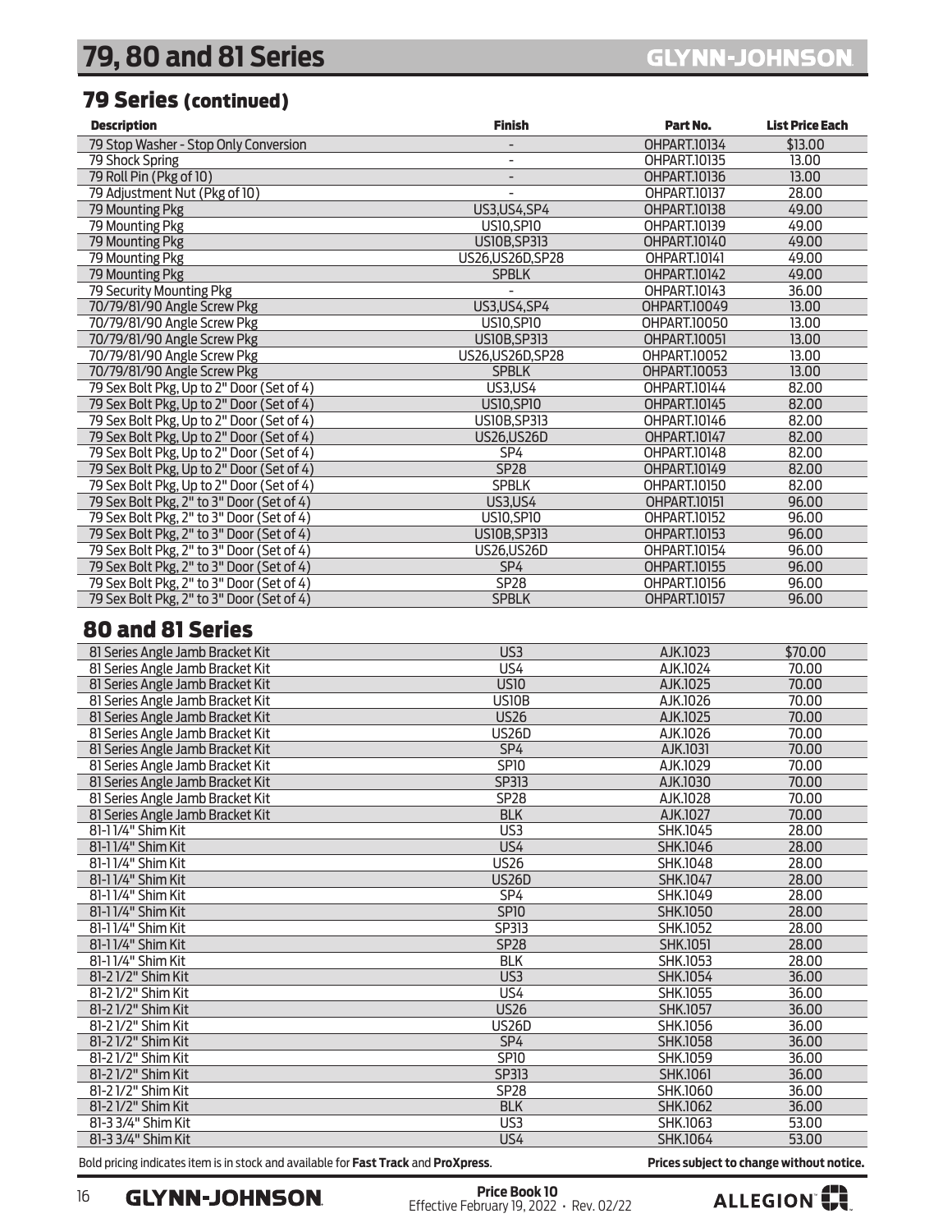# 79, 80 and 81 Series

GLYNN-JOHNSON

## 79 Series (continued)

| Description | Finish | Part No. | List Price Each |
|---|---|---|---|
| 79 Stop Washer - Stop Only Conversion | - | OHPART.10134 | $13.00 |
| 79 Shock Spring | - | OHPART.10135 | 13.00 |
| 79 Roll Pin (Pkg of 10) | - | OHPART.10136 | 13.00 |
| 79 Adjustment Nut (Pkg of 10) | - | OHPART.10137 | 28.00 |
| 79 Mounting Pkg | US3,US4,SP4 | OHPART.10138 | 49.00 |
| 79 Mounting Pkg | US10,SP10 | OHPART.10139 | 49.00 |
| 79 Mounting Pkg | US10B,SP313 | OHPART.10140 | 49.00 |
| 79 Mounting Pkg | US26,US26D,SP28 | OHPART.10141 | 49.00 |
| 79 Mounting Pkg | SPBLK | OHPART.10142 | 49.00 |
| 79 Security Mounting Pkg | - | OHPART.10143 | 36.00 |
| 70/79/81/90 Angle Screw Pkg | US3,US4,SP4 | OHPART.10049 | 13.00 |
| 70/79/81/90 Angle Screw Pkg | US10,SP10 | OHPART.10050 | 13.00 |
| 70/79/81/90 Angle Screw Pkg | US10B,SP313 | OHPART.10051 | 13.00 |
| 70/79/81/90 Angle Screw Pkg | US26,US26D,SP28 | OHPART.10052 | 13.00 |
| 70/79/81/90 Angle Screw Pkg | SPBLK | OHPART.10053 | 13.00 |
| 79 Sex Bolt Pkg, Up to 2" Door (Set of 4) | US3,US4 | OHPART.10144 | 82.00 |
| 79 Sex Bolt Pkg, Up to 2" Door (Set of 4) | US10,SP10 | OHPART.10145 | 82.00 |
| 79 Sex Bolt Pkg, Up to 2" Door (Set of 4) | US10B,SP313 | OHPART.10146 | 82.00 |
| 79 Sex Bolt Pkg, Up to 2" Door (Set of 4) | US26,US26D | OHPART.10147 | 82.00 |
| 79 Sex Bolt Pkg, Up to 2" Door (Set of 4) | SP4 | OHPART.10148 | 82.00 |
| 79 Sex Bolt Pkg, Up to 2" Door (Set of 4) | SP28 | OHPART.10149 | 82.00 |
| 79 Sex Bolt Pkg, Up to 2" Door (Set of 4) | SPBLK | OHPART.10150 | 82.00 |
| 79 Sex Bolt Pkg, 2" to 3" Door (Set of 4) | US3,US4 | OHPART.10151 | 96.00 |
| 79 Sex Bolt Pkg, 2" to 3" Door (Set of 4) | US10,SP10 | OHPART.10152 | 96.00 |
| 79 Sex Bolt Pkg, 2" to 3" Door (Set of 4) | US10B,SP313 | OHPART.10153 | 96.00 |
| 79 Sex Bolt Pkg, 2" to 3" Door (Set of 4) | US26,US26D | OHPART.10154 | 96.00 |
| 79 Sex Bolt Pkg, 2" to 3" Door (Set of 4) | SP4 | OHPART.10155 | 96.00 |
| 79 Sex Bolt Pkg, 2" to 3" Door (Set of 4) | SP28 | OHPART.10156 | 96.00 |
| 79 Sex Bolt Pkg, 2" to 3" Door (Set of 4) | SPBLK | OHPART.10157 | 96.00 |

## 80 and 81 Series

| Description | Finish | Part No. | List Price Each |
|---|---|---|---|
| 81 Series Angle Jamb Bracket Kit | US3 | AJK.1023 | $70.00 |
| 81 Series Angle Jamb Bracket Kit | US4 | AJK.1024 | 70.00 |
| 81 Series Angle Jamb Bracket Kit | US10 | AJK.1025 | 70.00 |
| 81 Series Angle Jamb Bracket Kit | US10B | AJK.1026 | 70.00 |
| 81 Series Angle Jamb Bracket Kit | US26 | AJK.1025 | 70.00 |
| 81 Series Angle Jamb Bracket Kit | US26D | AJK.1026 | 70.00 |
| 81 Series Angle Jamb Bracket Kit | SP4 | AJK.1031 | 70.00 |
| 81 Series Angle Jamb Bracket Kit | SP10 | AJK.1029 | 70.00 |
| 81 Series Angle Jamb Bracket Kit | SP313 | AJK.1030 | 70.00 |
| 81 Series Angle Jamb Bracket Kit | SP28 | AJK.1028 | 70.00 |
| 81 Series Angle Jamb Bracket Kit | BLK | AJK.1027 | 70.00 |
| 81-1 1/4" Shim Kit | US3 | SHK.1045 | 28.00 |
| 81-1 1/4" Shim Kit | US4 | SHK.1046 | 28.00 |
| 81-1 1/4" Shim Kit | US26 | SHK.1048 | 28.00 |
| 81-1 1/4" Shim Kit | US26D | SHK.1047 | 28.00 |
| 81-1 1/4" Shim Kit | SP4 | SHK.1049 | 28.00 |
| 81-1 1/4" Shim Kit | SP10 | SHK.1050 | 28.00 |
| 81-1 1/4" Shim Kit | SP313 | SHK.1052 | 28.00 |
| 81-1 1/4" Shim Kit | SP28 | SHK.1051 | 28.00 |
| 81-1 1/4" Shim Kit | BLK | SHK.1053 | 28.00 |
| 81-2 1/2" Shim Kit | US3 | SHK.1054 | 36.00 |
| 81-2 1/2" Shim Kit | US4 | SHK.1055 | 36.00 |
| 81-2 1/2" Shim Kit | US26 | SHK.1057 | 36.00 |
| 81-2 1/2" Shim Kit | US26D | SHK.1056 | 36.00 |
| 81-2 1/2" Shim Kit | SP4 | SHK.1058 | 36.00 |
| 81-2 1/2" Shim Kit | SP10 | SHK.1059 | 36.00 |
| 81-2 1/2" Shim Kit | SP313 | SHK.1061 | 36.00 |
| 81-2 1/2" Shim Kit | SP28 | SHK.1060 | 36.00 |
| 81-2 1/2" Shim Kit | BLK | SHK.1062 | 36.00 |
| 81-3 3/4" Shim Kit | US3 | SHK.1063 | 53.00 |
| 81-3 3/4" Shim Kit | US4 | SHK.1064 | 53.00 |

Bold pricing indicates item is in stock and available for **Fast Track** and **ProXpress**.

**Prices subject to change without notice.**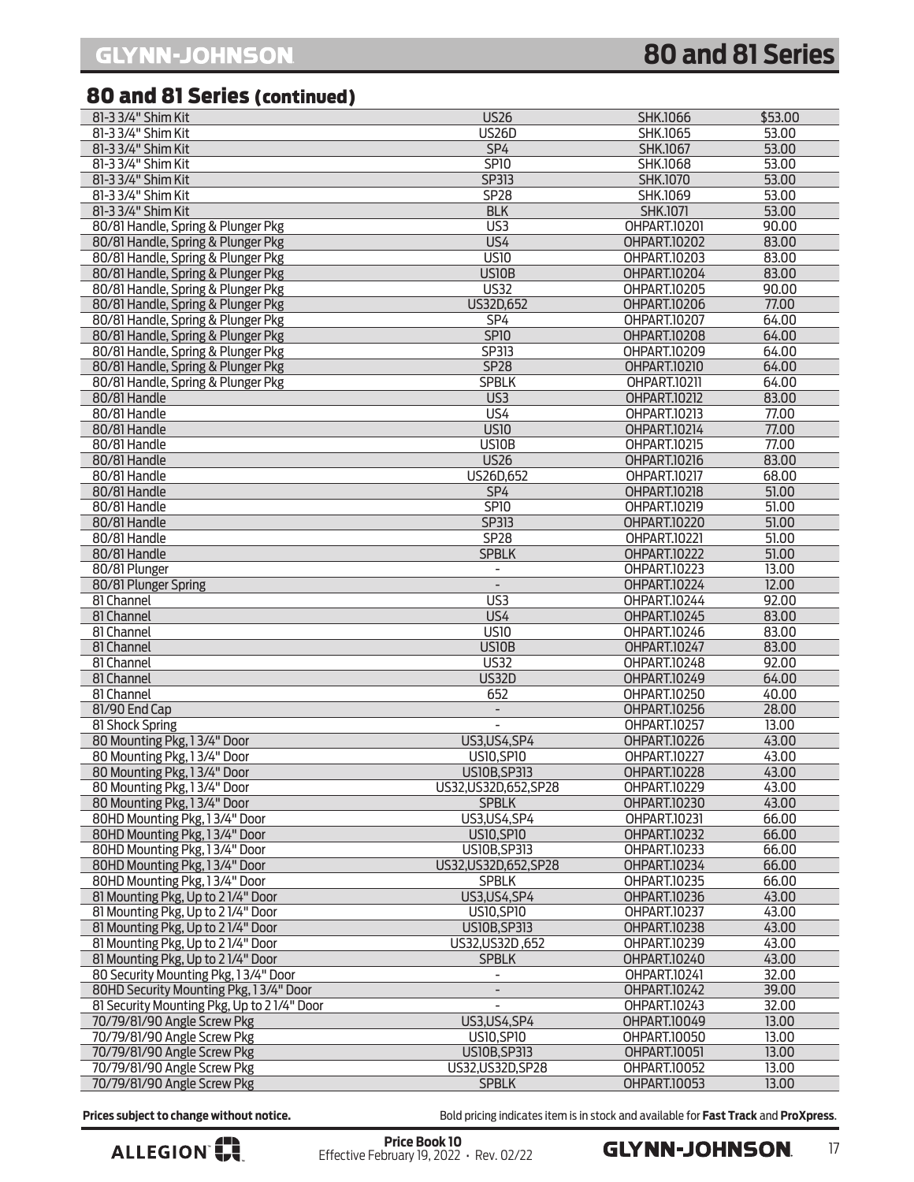## 80 and 81 Series (continued)

| Description | Finish | Part Number | Price |
|---|---|---|---|
| 81-3 3/4" Shim Kit | US26 | SHK.1066 | $53.00 |
| 81-3 3/4" Shim Kit | US26D | SHK.1065 | 53.00 |
| 81-3 3/4" Shim Kit | SP4 | SHK.1067 | 53.00 |
| 81-3 3/4" Shim Kit | SP10 | SHK.1068 | 53.00 |
| 81-3 3/4" Shim Kit | SP313 | SHK.1070 | 53.00 |
| 81-3 3/4" Shim Kit | SP28 | SHK.1069 | 53.00 |
| 81-3 3/4" Shim Kit | BLK | SHK.1071 | 53.00 |
| 80/81 Handle, Spring & Plunger Pkg | US3 | OHPART.10201 | 90.00 |
| 80/81 Handle, Spring & Plunger Pkg | US4 | OHPART.10202 | 83.00 |
| 80/81 Handle, Spring & Plunger Pkg | US10 | OHPART.10203 | 83.00 |
| 80/81 Handle, Spring & Plunger Pkg | US10B | OHPART.10204 | 83.00 |
| 80/81 Handle, Spring & Plunger Pkg | US32 | OHPART.10205 | 90.00 |
| 80/81 Handle, Spring & Plunger Pkg | US32D,652 | OHPART.10206 | 77.00 |
| 80/81 Handle, Spring & Plunger Pkg | SP4 | OHPART.10207 | 64.00 |
| 80/81 Handle, Spring & Plunger Pkg | SP10 | OHPART.10208 | 64.00 |
| 80/81 Handle, Spring & Plunger Pkg | SP313 | OHPART.10209 | 64.00 |
| 80/81 Handle, Spring & Plunger Pkg | SP28 | OHPART.10210 | 64.00 |
| 80/81 Handle, Spring & Plunger Pkg | SPBLK | OHPART.10211 | 64.00 |
| 80/81 Handle | US3 | OHPART.10212 | 83.00 |
| 80/81 Handle | US4 | OHPART.10213 | 77.00 |
| 80/81 Handle | US10 | OHPART.10214 | 77.00 |
| 80/81 Handle | US10B | OHPART.10215 | 77.00 |
| 80/81 Handle | US26 | OHPART.10216 | 83.00 |
| 80/81 Handle | US26D,652 | OHPART.10217 | 68.00 |
| 80/81 Handle | SP4 | OHPART.10218 | 51.00 |
| 80/81 Handle | SP10 | OHPART.10219 | 51.00 |
| 80/81 Handle | SP313 | OHPART.10220 | 51.00 |
| 80/81 Handle | SP28 | OHPART.10221 | 51.00 |
| 80/81 Handle | SPBLK | OHPART.10222 | 51.00 |
| 80/81 Plunger | - | OHPART.10223 | 13.00 |
| 80/81 Plunger Spring | - | OHPART.10224 | 12.00 |
| 81 Channel | US3 | OHPART.10244 | 92.00 |
| 81 Channel | US4 | OHPART.10245 | 83.00 |
| 81 Channel | US10 | OHPART.10246 | 83.00 |
| 81 Channel | US10B | OHPART.10247 | 83.00 |
| 81 Channel | US32 | OHPART.10248 | 92.00 |
| 81 Channel | US32D | OHPART.10249 | 64.00 |
| 81 Channel | 652 | OHPART.10250 | 40.00 |
| 81/90 End Cap | - | OHPART.10256 | 28.00 |
| 81 Shock Spring | - | OHPART.10257 | 13.00 |
| 80 Mounting Pkg, 1 3/4" Door | US3,US4,SP4 | OHPART.10226 | 43.00 |
| 80 Mounting Pkg, 1 3/4" Door | US10,SP10 | OHPART.10227 | 43.00 |
| 80 Mounting Pkg, 1 3/4" Door | US10B,SP313 | OHPART.10228 | 43.00 |
| 80 Mounting Pkg, 1 3/4" Door | US32,US32D,652,SP28 | OHPART.10229 | 43.00 |
| 80 Mounting Pkg, 1 3/4" Door | SPBLK | OHPART.10230 | 43.00 |
| 80HD Mounting Pkg, 1 3/4" Door | US3,US4,SP4 | OHPART.10231 | 66.00 |
| 80HD Mounting Pkg, 1 3/4" Door | US10,SP10 | OHPART.10232 | 66.00 |
| 80HD Mounting Pkg, 1 3/4" Door | US10B,SP313 | OHPART.10233 | 66.00 |
| 80HD Mounting Pkg, 1 3/4" Door | US32,US32D,652,SP28 | OHPART.10234 | 66.00 |
| 80HD Mounting Pkg, 1 3/4" Door | SPBLK | OHPART.10235 | 66.00 |
| 81 Mounting Pkg, Up to 2 1/4" Door | US3,US4,SP4 | OHPART.10236 | 43.00 |
| 81 Mounting Pkg, Up to 2 1/4" Door | US10,SP10 | OHPART.10237 | 43.00 |
| 81 Mounting Pkg, Up to 2 1/4" Door | US10B,SP313 | OHPART.10238 | 43.00 |
| 81 Mounting Pkg, Up to 2 1/4" Door | US32,US32D ,652 | OHPART.10239 | 43.00 |
| 81 Mounting Pkg, Up to 2 1/4" Door | SPBLK | OHPART.10240 | 43.00 |
| 80 Security Mounting Pkg, 1 3/4" Door | - | OHPART.10241 | 32.00 |
| 80HD Security Mounting Pkg, 1 3/4" Door | - | OHPART.10242 | 39.00 |
| 81 Security Mounting Pkg, Up to 2 1/4" Door | - | OHPART.10243 | 32.00 |
| 70/79/81/90 Angle Screw Pkg | US3,US4,SP4 | OHPART.10049 | 13.00 |
| 70/79/81/90 Angle Screw Pkg | US10,SP10 | OHPART.10050 | 13.00 |
| 70/79/81/90 Angle Screw Pkg | US10B,SP313 | OHPART.10051 | 13.00 |
| 70/79/81/90 Angle Screw Pkg | US32,US32D,SP28 | OHPART.10052 | 13.00 |
| 70/79/81/90 Angle Screw Pkg | SPBLK | OHPART.10053 | 13.00 |

**Prices subject to change without notice.**

Bold pricing indicates item is in stock and available for **Fast Track** and **ProXpress**.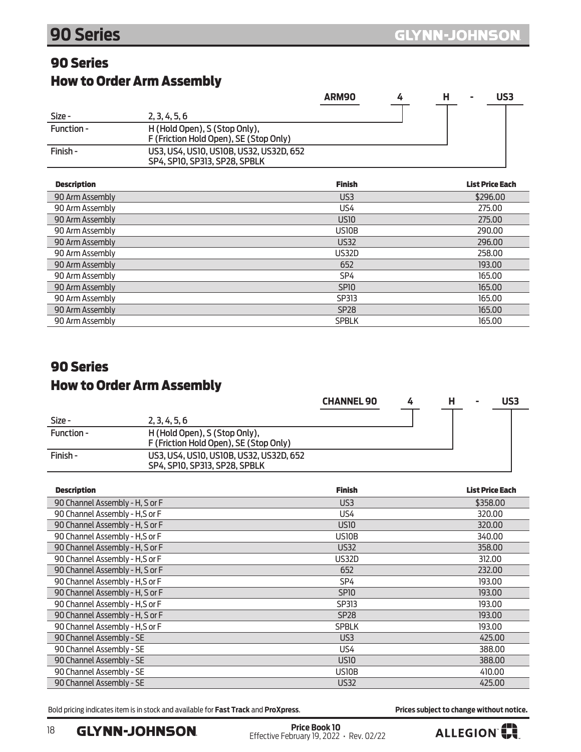## 90 Series

### How to Order Arm Assembly

| | | ARM90 | 4 | H | - | US3 |
|---|---|---|---|---|---|---|
| Size - | 2, 3, 4, 5, 6 | | | | | |
| Function - | H (Hold Open), S (Stop Only), F (Friction Hold Open), SE (Stop Only) | | | | | |
| Finish - | US3, US4, US10, US10B, US32, US32D, 652 SP4, SP10, SP313, SP28, SPBLK | | | | | |

| Description | Finish | List Price Each |
|---|---|---|
| 90 Arm Assembly | US3 | $296.00 |
| 90 Arm Assembly | US4 | 275.00 |
| 90 Arm Assembly | US10 | 275.00 |
| 90 Arm Assembly | US10B | 290.00 |
| 90 Arm Assembly | US32 | 296.00 |
| 90 Arm Assembly | US32D | 258.00 |
| 90 Arm Assembly | 652 | 193.00 |
| 90 Arm Assembly | SP4 | 165.00 |
| 90 Arm Assembly | SP10 | 165.00 |
| 90 Arm Assembly | SP313 | 165.00 |
| 90 Arm Assembly | SP28 | 165.00 |
| 90 Arm Assembly | SPBLK | 165.00 |

## 90 Series

### How to Order Arm Assembly

| | | CHANNEL 90 | 4 | H | - | US3 |
|---|---|---|---|---|---|---|
| Size - | 2, 3, 4, 5, 6 | | | | | |
| Function - | H (Hold Open), S (Stop Only), F (Friction Hold Open), SE (Stop Only) | | | | | |
| Finish - | US3, US4, US10, US10B, US32, US32D, 652 SP4, SP10, SP313, SP28, SPBLK | | | | | |

| Description | Finish | List Price Each |
|---|---|---|
| 90 Channel Assembly - H, S or F | US3 | $358.00 |
| 90 Channel Assembly - H,S or F | US4 | 320.00 |
| 90 Channel Assembly - H, S or F | US10 | 320.00 |
| 90 Channel Assembly - H,S or F | US10B | 340.00 |
| 90 Channel Assembly - H, S or F | US32 | 358.00 |
| 90 Channel Assembly - H,S or F | US32D | 312.00 |
| 90 Channel Assembly - H, S or F | 652 | 232.00 |
| 90 Channel Assembly - H,S or F | SP4 | 193.00 |
| 90 Channel Assembly - H, S or F | SP10 | 193.00 |
| 90 Channel Assembly - H,S or F | SP313 | 193.00 |
| 90 Channel Assembly - H, S or F | SP28 | 193.00 |
| 90 Channel Assembly - H,S or F | SPBLK | 193.00 |
| 90 Channel Assembly - SE | US3 | 425.00 |
| 90 Channel Assembly - SE | US4 | 388.00 |
| 90 Channel Assembly - SE | US10 | 388.00 |
| 90 Channel Assembly - SE | US10B | 410.00 |
| 90 Channel Assembly - SE | US32 | 425.00 |

Bold pricing indicates item is in stock and available for **Fast Track** and **ProXpress**.

**Prices subject to change without notice.**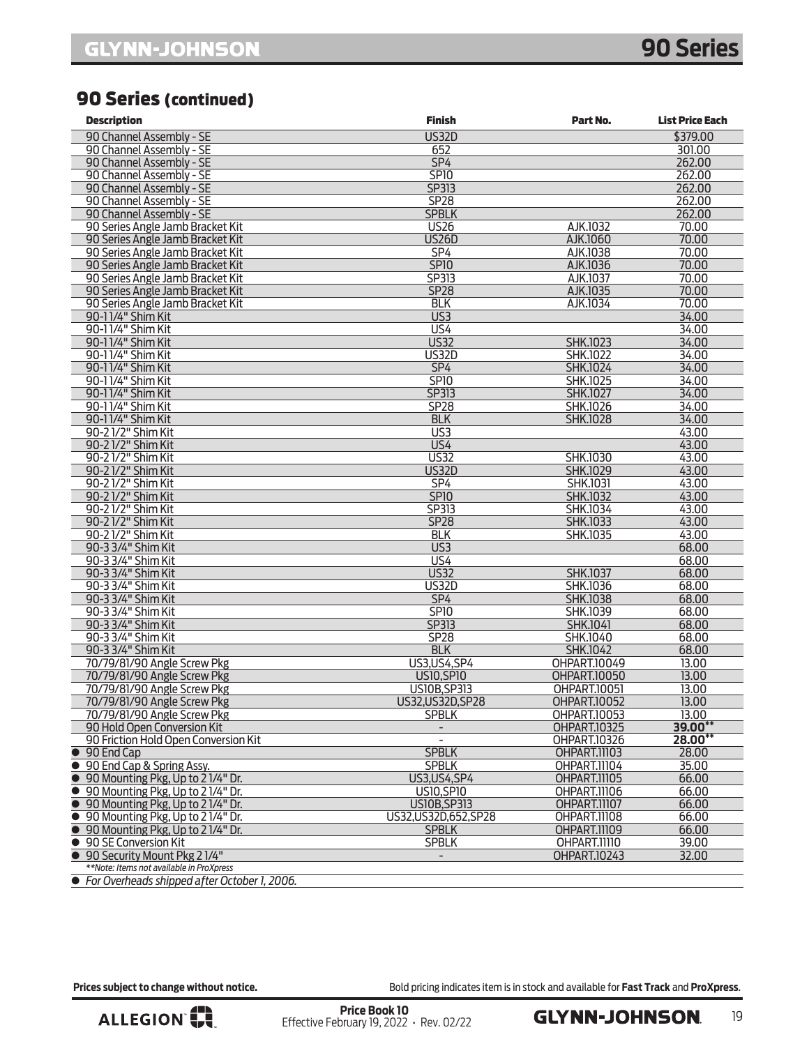## 90 Series (continued)

| Description | Finish | Part No. | List Price Each |
|---|---|---|---|
| 90 Channel Assembly - SE | US32D | | $379.00 |
| 90 Channel Assembly - SE | 652 | | 301.00 |
| 90 Channel Assembly - SE | SP4 | | 262.00 |
| 90 Channel Assembly - SE | SP10 | | 262.00 |
| 90 Channel Assembly - SE | SP313 | | 262.00 |
| 90 Channel Assembly - SE | SP28 | | 262.00 |
| 90 Channel Assembly - SE | SPBLK | | 262.00 |
| 90 Series Angle Jamb Bracket Kit | US26 | AJK.1032 | 70.00 |
| 90 Series Angle Jamb Bracket Kit | US26D | AJK.1060 | 70.00 |
| 90 Series Angle Jamb Bracket Kit | SP4 | AJK.1038 | 70.00 |
| 90 Series Angle Jamb Bracket Kit | SP10 | AJK.1036 | 70.00 |
| 90 Series Angle Jamb Bracket Kit | SP313 | AJK.1037 | 70.00 |
| 90 Series Angle Jamb Bracket Kit | SP28 | AJK.1035 | 70.00 |
| 90 Series Angle Jamb Bracket Kit | BLK | AJK.1034 | 70.00 |
| 90-1 1/4" Shim Kit | US3 | | 34.00 |
| 90-1 1/4" Shim Kit | US4 | | 34.00 |
| 90-1 1/4" Shim Kit | US32 | SHK.1023 | 34.00 |
| 90-1 1/4" Shim Kit | US32D | SHK.1022 | 34.00 |
| 90-1 1/4" Shim Kit | SP4 | SHK.1024 | 34.00 |
| 90-1 1/4" Shim Kit | SP10 | SHK.1025 | 34.00 |
| 90-1 1/4" Shim Kit | SP313 | SHK.1027 | 34.00 |
| 90-1 1/4" Shim Kit | SP28 | SHK.1026 | 34.00 |
| 90-1 1/4" Shim Kit | BLK | SHK.1028 | 34.00 |
| 90-2 1/2" Shim Kit | US3 | | 43.00 |
| 90-2 1/2" Shim Kit | US4 | | 43.00 |
| 90-2 1/2" Shim Kit | US32 | SHK.1030 | 43.00 |
| 90-2 1/2" Shim Kit | US32D | SHK.1029 | 43.00 |
| 90-2 1/2" Shim Kit | SP4 | SHK.1031 | 43.00 |
| 90-2 1/2" Shim Kit | SP10 | SHK.1032 | 43.00 |
| 90-2 1/2" Shim Kit | SP313 | SHK.1034 | 43.00 |
| 90-2 1/2" Shim Kit | SP28 | SHK.1033 | 43.00 |
| 90-2 1/2" Shim Kit | BLK | SHK.1035 | 43.00 |
| 90-3 3/4" Shim Kit | US3 | | 68.00 |
| 90-3 3/4" Shim Kit | US4 | | 68.00 |
| 90-3 3/4" Shim Kit | US32 | SHK.1037 | 68.00 |
| 90-3 3/4" Shim Kit | US32D | SHK.1036 | 68.00 |
| 90-3 3/4" Shim Kit | SP4 | SHK.1038 | 68.00 |
| 90-3 3/4" Shim Kit | SP10 | SHK.1039 | 68.00 |
| 90-3 3/4" Shim Kit | SP313 | SHK.1041 | 68.00 |
| 90-3 3/4" Shim Kit | SP28 | SHK.1040 | 68.00 |
| 90-3 3/4" Shim Kit | BLK | SHK.1042 | 68.00 |
| 70/79/81/90 Angle Screw Pkg | US3,US4,SP4 | OHPART.10049 | 13.00 |
| 70/79/81/90 Angle Screw Pkg | US10,SP10 | OHPART.10050 | 13.00 |
| 70/79/81/90 Angle Screw Pkg | US10B,SP313 | OHPART.10051 | 13.00 |
| 70/79/81/90 Angle Screw Pkg | US32,US32D,SP28 | OHPART.10052 | 13.00 |
| 70/79/81/90 Angle Screw Pkg | SPBLK | OHPART.10053 | 13.00 |
| 90 Hold Open Conversion Kit | - | OHPART.10325 | **39.00****|
| 90 Friction Hold Open Conversion Kit | - | OHPART.10326 | **28.00****|
| ● 90 End Cap | SPBLK | OHPART.11103 | 28.00 |
| ● 90 End Cap & Spring Assy. | SPBLK | OHPART.11104 | 35.00 |
| ● 90 Mounting Pkg, Up to 2 1/4" Dr. | US3,US4,SP4 | OHPART.11105 | 66.00 |
| ● 90 Mounting Pkg, Up to 2 1/4" Dr. | US10,SP10 | OHPART.11106 | 66.00 |
| ● 90 Mounting Pkg, Up to 2 1/4" Dr. | US10B,SP313 | OHPART.11107 | 66.00 |
| ● 90 Mounting Pkg, Up to 2 1/4" Dr. | US32,US32D,652,SP28 | OHPART.11108 | 66.00 |
| ● 90 Mounting Pkg, Up to 2 1/4" Dr. | SPBLK | OHPART.11109 | 66.00 |
| ● 90 SE Conversion Kit | SPBLK | OHPART.11110 | 39.00 |
| ● 90 Security Mount Pkg 2 1/4" | - | OHPART.10243 | 32.00 |

*\*\*Note: Items not available in ProXpress*

● *For Overheads shipped after October 1, 2006.*

**Prices subject to change without notice.** Bold pricing indicates item is in stock and available for **Fast Track** and **ProXpress**.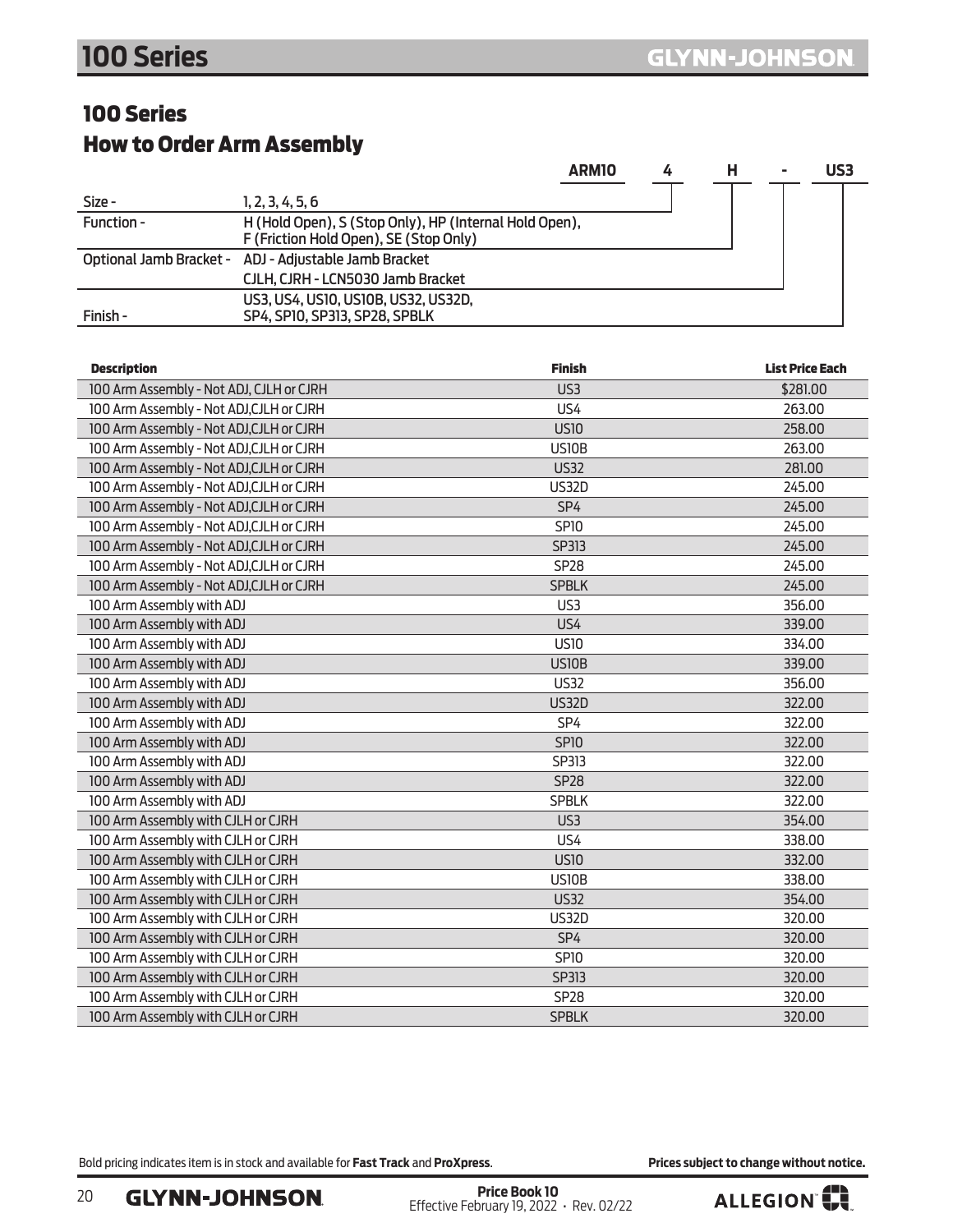## 100 Series

## How to Order Arm Assembly

**ARM10 4 H - US3**

| | | |
|---|---|---|
| Size - | 1, 2, 3, 4, 5, 6 | 4 |
| Function - | H (Hold Open), S (Stop Only), HP (Internal Hold Open), F (Friction Hold Open), SE (Stop Only) | H |
| Optional Jamb Bracket - | ADJ - Adjustable Jamb Bracket<br>CJLH, CJRH - LCN5030 Jamb Bracket | - |
| Finish - | US3, US4, US10, US10B, US32, US32D, SP4, SP10, SP313, SP28, SPBLK | US3 |

| Description | Finish | List Price Each |
|---|---|---|
| 100 Arm Assembly - Not ADJ, CJLH or CJRH | US3 | $281.00 |
| 100 Arm Assembly - Not ADJ,CJLH or CJRH | US4 | 263.00 |
| 100 Arm Assembly - Not ADJ,CJLH or CJRH | US10 | 258.00 |
| 100 Arm Assembly - Not ADJ,CJLH or CJRH | US10B | 263.00 |
| 100 Arm Assembly - Not ADJ,CJLH or CJRH | US32 | 281.00 |
| 100 Arm Assembly - Not ADJ,CJLH or CJRH | US32D | 245.00 |
| 100 Arm Assembly - Not ADJ,CJLH or CJRH | SP4 | 245.00 |
| 100 Arm Assembly - Not ADJ,CJLH or CJRH | SP10 | 245.00 |
| 100 Arm Assembly - Not ADJ,CJLH or CJRH | SP313 | 245.00 |
| 100 Arm Assembly - Not ADJ,CJLH or CJRH | SP28 | 245.00 |
| 100 Arm Assembly - Not ADJ,CJLH or CJRH | SPBLK | 245.00 |
| 100 Arm Assembly with ADJ | US3 | 356.00 |
| 100 Arm Assembly with ADJ | US4 | 339.00 |
| 100 Arm Assembly with ADJ | US10 | 334.00 |
| 100 Arm Assembly with ADJ | US10B | 339.00 |
| 100 Arm Assembly with ADJ | US32 | 356.00 |
| 100 Arm Assembly with ADJ | US32D | 322.00 |
| 100 Arm Assembly with ADJ | SP4 | 322.00 |
| 100 Arm Assembly with ADJ | SP10 | 322.00 |
| 100 Arm Assembly with ADJ | SP313 | 322.00 |
| 100 Arm Assembly with ADJ | SP28 | 322.00 |
| 100 Arm Assembly with ADJ | SPBLK | 322.00 |
| 100 Arm Assembly with CJLH or CJRH | US3 | 354.00 |
| 100 Arm Assembly with CJLH or CJRH | US4 | 338.00 |
| 100 Arm Assembly with CJLH or CJRH | US10 | 332.00 |
| 100 Arm Assembly with CJLH or CJRH | US10B | 338.00 |
| 100 Arm Assembly with CJLH or CJRH | US32 | 354.00 |
| 100 Arm Assembly with CJLH or CJRH | US32D | 320.00 |
| 100 Arm Assembly with CJLH or CJRH | SP4 | 320.00 |
| 100 Arm Assembly with CJLH or CJRH | SP10 | 320.00 |
| 100 Arm Assembly with CJLH or CJRH | SP313 | 320.00 |
| 100 Arm Assembly with CJLH or CJRH | SP28 | 320.00 |
| 100 Arm Assembly with CJLH or CJRH | SPBLK | 320.00 |

Bold pricing indicates item is in stock and available for **Fast Track** and **ProXpress**.

**Prices subject to change without notice.**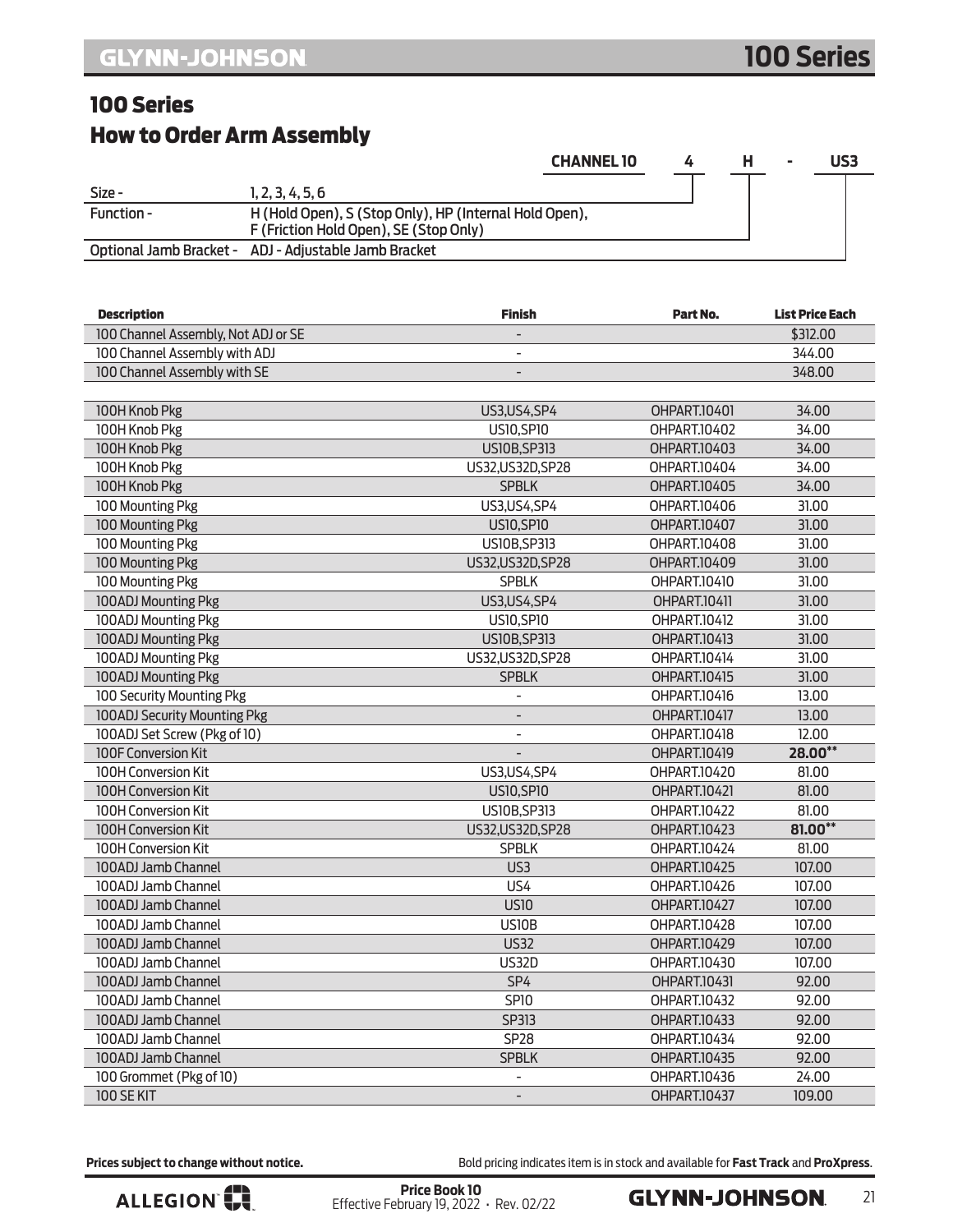## 100 Series

## How to Order Arm Assembly

| | | CHANNEL 10 | 4 | H | - | US3 |
|---|---|---|---|---|---|---|
| Size - | 1, 2, 3, 4, 5, 6 | | | | | |
| Function - | H (Hold Open), S (Stop Only), HP (Internal Hold Open), F (Friction Hold Open), SE (Stop Only) | | | | | |
| Optional Jamb Bracket - | ADJ - Adjustable Jamb Bracket | | | | | |

| Description | Finish | Part No. | List Price Each |
|---|---|---|---|
| 100 Channel Assembly, Not ADJ or SE | - | | $312.00 |
| 100 Channel Assembly with ADJ | - | | 344.00 |
| 100 Channel Assembly with SE | - | | 348.00 |
| | | | |
| 100H Knob Pkg | US3,US4,SP4 | OHPART.10401 | 34.00 |
| 100H Knob Pkg | US10,SP10 | OHPART.10402 | 34.00 |
| 100H Knob Pkg | US10B,SP313 | OHPART.10403 | 34.00 |
| 100H Knob Pkg | US32,US32D,SP28 | OHPART.10404 | 34.00 |
| 100H Knob Pkg | SPBLK | OHPART.10405 | 34.00 |
| 100 Mounting Pkg | US3,US4,SP4 | OHPART.10406 | 31.00 |
| 100 Mounting Pkg | US10,SP10 | OHPART.10407 | 31.00 |
| 100 Mounting Pkg | US10B,SP313 | OHPART.10408 | 31.00 |
| 100 Mounting Pkg | US32,US32D,SP28 | OHPART.10409 | 31.00 |
| 100 Mounting Pkg | SPBLK | OHPART.10410 | 31.00 |
| 100ADJ Mounting Pkg | US3,US4,SP4 | OHPART.10411 | 31.00 |
| 100ADJ Mounting Pkg | US10,SP10 | OHPART.10412 | 31.00 |
| 100ADJ Mounting Pkg | US10B,SP313 | OHPART.10413 | 31.00 |
| 100ADJ Mounting Pkg | US32,US32D,SP28 | OHPART.10414 | 31.00 |
| 100ADJ Mounting Pkg | SPBLK | OHPART.10415 | 31.00 |
| 100 Security Mounting Pkg | - | OHPART.10416 | 13.00 |
| 100ADJ Security Mounting Pkg | - | OHPART.10417 | 13.00 |
| 100ADJ Set Screw (Pkg of 10) | - | OHPART.10418 | 12.00 |
| 100F Conversion Kit | - | OHPART.10419 | **28.00\*\*** |
| 100H Conversion Kit | US3,US4,SP4 | OHPART.10420 | 81.00 |
| 100H Conversion Kit | US10,SP10 | OHPART.10421 | 81.00 |
| 100H Conversion Kit | US10B,SP313 | OHPART.10422 | 81.00 |
| 100H Conversion Kit | US32,US32D,SP28 | OHPART.10423 | **81.00\*\*** |
| 100H Conversion Kit | SPBLK | OHPART.10424 | 81.00 |
| 100ADJ Jamb Channel | US3 | OHPART.10425 | 107.00 |
| 100ADJ Jamb Channel | US4 | OHPART.10426 | 107.00 |
| 100ADJ Jamb Channel | US10 | OHPART.10427 | 107.00 |
| 100ADJ Jamb Channel | US10B | OHPART.10428 | 107.00 |
| 100ADJ Jamb Channel | US32 | OHPART.10429 | 107.00 |
| 100ADJ Jamb Channel | US32D | OHPART.10430 | 107.00 |
| 100ADJ Jamb Channel | SP4 | OHPART.10431 | 92.00 |
| 100ADJ Jamb Channel | SP10 | OHPART.10432 | 92.00 |
| 100ADJ Jamb Channel | SP313 | OHPART.10433 | 92.00 |
| 100ADJ Jamb Channel | SP28 | OHPART.10434 | 92.00 |
| 100ADJ Jamb Channel | SPBLK | OHPART.10435 | 92.00 |
| 100 Grommet (Pkg of 10) | - | OHPART.10436 | 24.00 |
| 100 SE KIT | - | OHPART.10437 | 109.00 |

**Prices subject to change without notice.**

Bold pricing indicates item is in stock and available for **Fast Track** and **ProXpress**.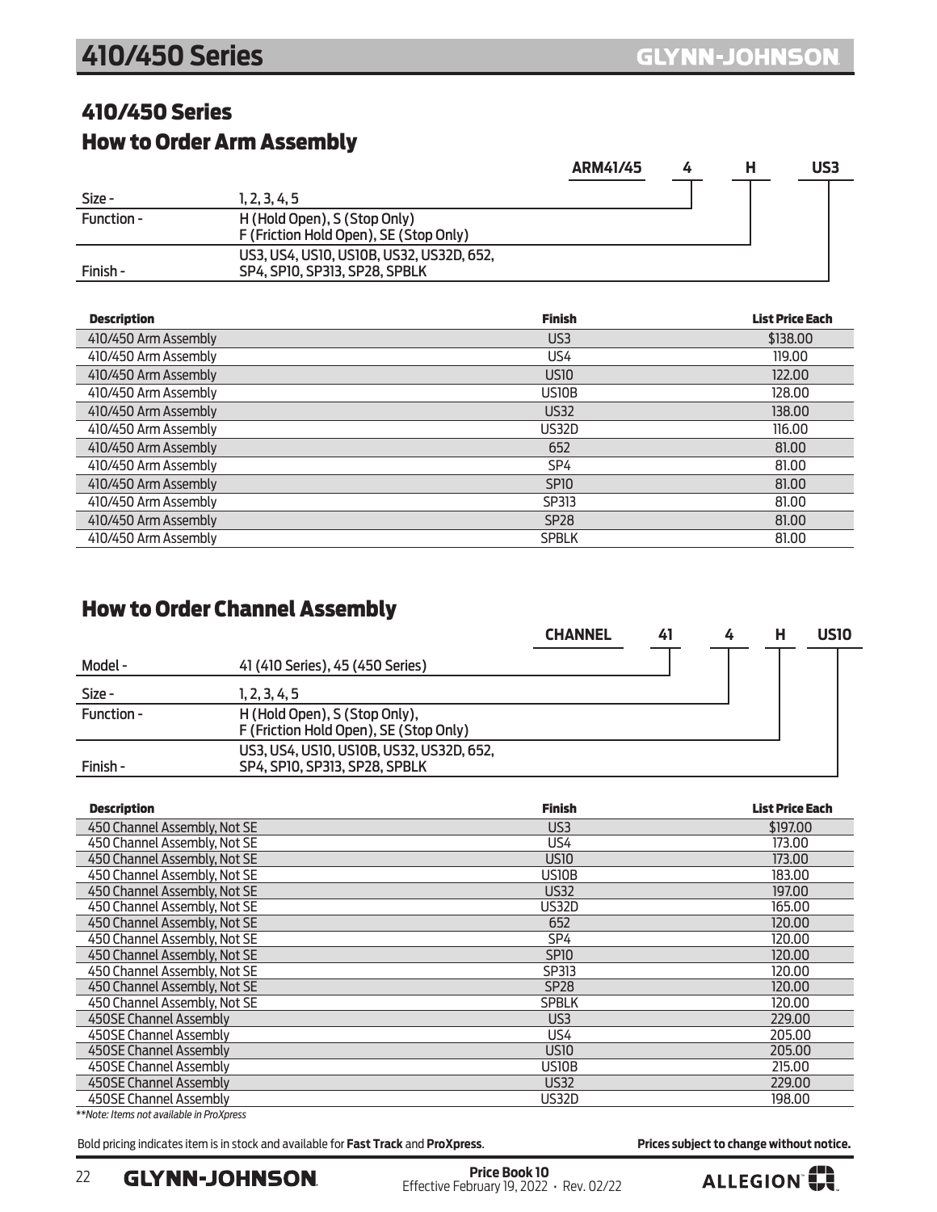## 410/450 Series

## How to Order Arm Assembly

| ARM41/45 | 4 | H | US3 |
|---|---|---|---|

| | |
|---|---|
| Size - | 1, 2, 3, 4, 5 |
| Function - | H (Hold Open), S (Stop Only) F (Friction Hold Open), SE (Stop Only) |
| Finish - | US3, US4, US10, US10B, US32, US32D, 652, SP4, SP10, SP313, SP28, SPBLK |

| Description | Finish | List Price Each |
|---|---|---|
| 410/450 Arm Assembly | US3 | $138.00 |
| 410/450 Arm Assembly | US4 | 119.00 |
| 410/450 Arm Assembly | US10 | 122.00 |
| 410/450 Arm Assembly | US10B | 128.00 |
| 410/450 Arm Assembly | US32 | 138.00 |
| 410/450 Arm Assembly | US32D | 116.00 |
| 410/450 Arm Assembly | 652 | 81.00 |
| 410/450 Arm Assembly | SP4 | 81.00 |
| 410/450 Arm Assembly | SP10 | 81.00 |
| 410/450 Arm Assembly | SP313 | 81.00 |
| 410/450 Arm Assembly | SP28 | 81.00 |
| 410/450 Arm Assembly | SPBLK | 81.00 |

## How to Order Channel Assembly

| CHANNEL | 41 | 4 | H | US10 |
|---|---|---|---|---|

| | |
|---|---|
| Model - | 41 (410 Series), 45 (450 Series) |
| Size - | 1, 2, 3, 4, 5 |
| Function - | H (Hold Open), S (Stop Only), F (Friction Hold Open), SE (Stop Only) |
| Finish - | US3, US4, US10, US10B, US32, US32D, 652, SP4, SP10, SP313, SP28, SPBLK |

| Description | Finish | List Price Each |
|---|---|---|
| 450 Channel Assembly, Not SE | US3 | $197.00 |
| 450 Channel Assembly, Not SE | US4 | 173.00 |
| 450 Channel Assembly, Not SE | US10 | 173.00 |
| 450 Channel Assembly, Not SE | US10B | 183.00 |
| 450 Channel Assembly, Not SE | US32 | 197.00 |
| 450 Channel Assembly, Not SE | US32D | 165.00 |
| 450 Channel Assembly, Not SE | 652 | 120.00 |
| 450 Channel Assembly, Not SE | SP4 | 120.00 |
| 450 Channel Assembly, Not SE | SP10 | 120.00 |
| 450 Channel Assembly, Not SE | SP313 | 120.00 |
| 450 Channel Assembly, Not SE | SP28 | 120.00 |
| 450 Channel Assembly, Not SE | SPBLK | 120.00 |
| 450SE Channel Assembly | US3 | 229.00 |
| 450SE Channel Assembly | US4 | 205.00 |
| 450SE Channel Assembly | US10 | 205.00 |
| 450SE Channel Assembly | US10B | 215.00 |
| 450SE Channel Assembly | US32 | 229.00 |
| 450SE Channel Assembly | US32D | 198.00 |

*\*\*Note: Items not available in ProXpress*

Bold pricing indicates item is in stock and available for **Fast Track** and **ProXpress**.

**Prices subject to change without notice.**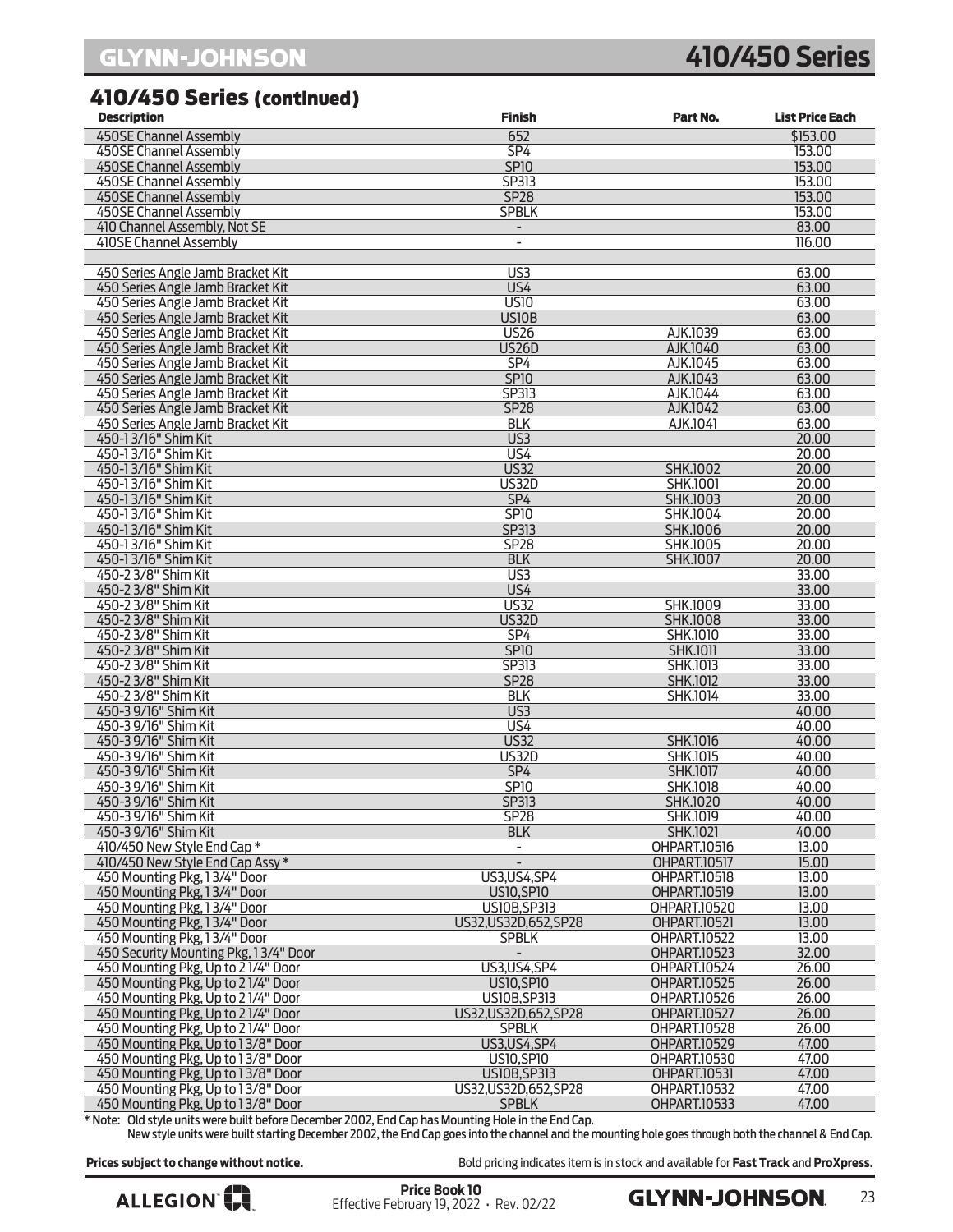## 410/450 Series (continued)

| Description | Finish | Part No. | List Price Each |
|---|---|---|---|
| 450SE Channel Assembly | 652 | | $153.00 |
| 450SE Channel Assembly | SP4 | | 153.00 |
| 450SE Channel Assembly | SP10 | | 153.00 |
| 450SE Channel Assembly | SP313 | | 153.00 |
| 450SE Channel Assembly | SP28 | | 153.00 |
| 450SE Channel Assembly | SPBLK | | 153.00 |
| 410 Channel Assembly, Not SE | - | | 83.00 |
| 410SE Channel Assembly | - | | 116.00 |
| | | | |
| 450 Series Angle Jamb Bracket Kit | US3 | | 63.00 |
| 450 Series Angle Jamb Bracket Kit | US4 | | 63.00 |
| 450 Series Angle Jamb Bracket Kit | US10 | | 63.00 |
| 450 Series Angle Jamb Bracket Kit | US10B | | 63.00 |
| 450 Series Angle Jamb Bracket Kit | US26 | AJK.1039 | 63.00 |
| 450 Series Angle Jamb Bracket Kit | US26D | AJK.1040 | 63.00 |
| 450 Series Angle Jamb Bracket Kit | SP4 | AJK.1045 | 63.00 |
| 450 Series Angle Jamb Bracket Kit | SP10 | AJK.1043 | 63.00 |
| 450 Series Angle Jamb Bracket Kit | SP313 | AJK.1044 | 63.00 |
| 450 Series Angle Jamb Bracket Kit | SP28 | AJK.1042 | 63.00 |
| 450 Series Angle Jamb Bracket Kit | BLK | AJK.1041 | 63.00 |
| 450-1 3/16" Shim Kit | US3 | | 20.00 |
| 450-1 3/16" Shim Kit | US4 | | 20.00 |
| 450-1 3/16" Shim Kit | US32 | SHK.1002 | 20.00 |
| 450-1 3/16" Shim Kit | US32D | SHK.1001 | 20.00 |
| 450-1 3/16" Shim Kit | SP4 | SHK.1003 | 20.00 |
| 450-1 3/16" Shim Kit | SP10 | SHK.1004 | 20.00 |
| 450-1 3/16" Shim Kit | SP313 | SHK.1006 | 20.00 |
| 450-1 3/16" Shim Kit | SP28 | SHK.1005 | 20.00 |
| 450-1 3/16" Shim Kit | BLK | SHK.1007 | 20.00 |
| 450-2 3/8" Shim Kit | US3 | | 33.00 |
| 450-2 3/8" Shim Kit | US4 | | 33.00 |
| 450-2 3/8" Shim Kit | US32 | SHK.1009 | 33.00 |
| 450-2 3/8" Shim Kit | US32D | SHK.1008 | 33.00 |
| 450-2 3/8" Shim Kit | SP4 | SHK.1010 | 33.00 |
| 450-2 3/8" Shim Kit | SP10 | SHK.1011 | 33.00 |
| 450-2 3/8" Shim Kit | SP313 | SHK.1013 | 33.00 |
| 450-2 3/8" Shim Kit | SP28 | SHK.1012 | 33.00 |
| 450-2 3/8" Shim Kit | BLK | SHK.1014 | 33.00 |
| 450-3 9/16" Shim Kit | US3 | | 40.00 |
| 450-3 9/16" Shim Kit | US4 | | 40.00 |
| 450-3 9/16" Shim Kit | US32 | SHK.1016 | 40.00 |
| 450-3 9/16" Shim Kit | US32D | SHK.1015 | 40.00 |
| 450-3 9/16" Shim Kit | SP4 | SHK.1017 | 40.00 |
| 450-3 9/16" Shim Kit | SP10 | SHK.1018 | 40.00 |
| 450-3 9/16" Shim Kit | SP313 | SHK.1020 | 40.00 |
| 450-3 9/16" Shim Kit | SP28 | SHK.1019 | 40.00 |
| 450-3 9/16" Shim Kit | BLK | SHK.1021 | 40.00 |
| 410/450 New Style End Cap * | - | OHPART.10516 | 13.00 |
| 410/450 New Style End Cap Assy * | - | OHPART.10517 | 15.00 |
| 450 Mounting Pkg, 1 3/4" Door | US3,US4,SP4 | OHPART.10518 | 13.00 |
| 450 Mounting Pkg, 1 3/4" Door | US10,SP10 | OHPART.10519 | 13.00 |
| 450 Mounting Pkg, 1 3/4" Door | US10B,SP313 | OHPART.10520 | 13.00 |
| 450 Mounting Pkg, 1 3/4" Door | US32,US32D,652,SP28 | OHPART.10521 | 13.00 |
| 450 Mounting Pkg, 1 3/4" Door | SPBLK | OHPART.10522 | 13.00 |
| 450 Security Mounting Pkg, 1 3/4" Door | - | OHPART.10523 | 32.00 |
| 450 Mounting Pkg, Up to 2 1/4" Door | US3,US4,SP4 | OHPART.10524 | 26.00 |
| 450 Mounting Pkg, Up to 2 1/4" Door | US10,SP10 | OHPART.10525 | 26.00 |
| 450 Mounting Pkg, Up to 2 1/4" Door | US10B,SP313 | OHPART.10526 | 26.00 |
| 450 Mounting Pkg, Up to 2 1/4" Door | US32,US32D,652,SP28 | OHPART.10527 | 26.00 |
| 450 Mounting Pkg, Up to 2 1/4" Door | SPBLK | OHPART.10528 | 26.00 |
| 450 Mounting Pkg, Up to 1 3/8" Door | US3,US4,SP4 | OHPART.10529 | 47.00 |
| 450 Mounting Pkg, Up to 1 3/8" Door | US10,SP10 | OHPART.10530 | 47.00 |
| 450 Mounting Pkg, Up to 1 3/8" Door | US10B,SP313 | OHPART.10531 | 47.00 |
| 450 Mounting Pkg, Up to 1 3/8" Door | US32,US32D,652,SP28 | OHPART.10532 | 47.00 |
| 450 Mounting Pkg, Up to 1 3/8" Door | SPBLK | OHPART.10533 | 47.00 |

**\* Note:** Old style units were built before December 2002, End Cap has Mounting Hole in the End Cap.
New style units were built starting December 2002, the End Cap goes into the channel and the mounting hole goes through both the channel & End Cap.

**Prices subject to change without notice.**

Bold pricing indicates item is in stock and available for **Fast Track** and **ProXpress**.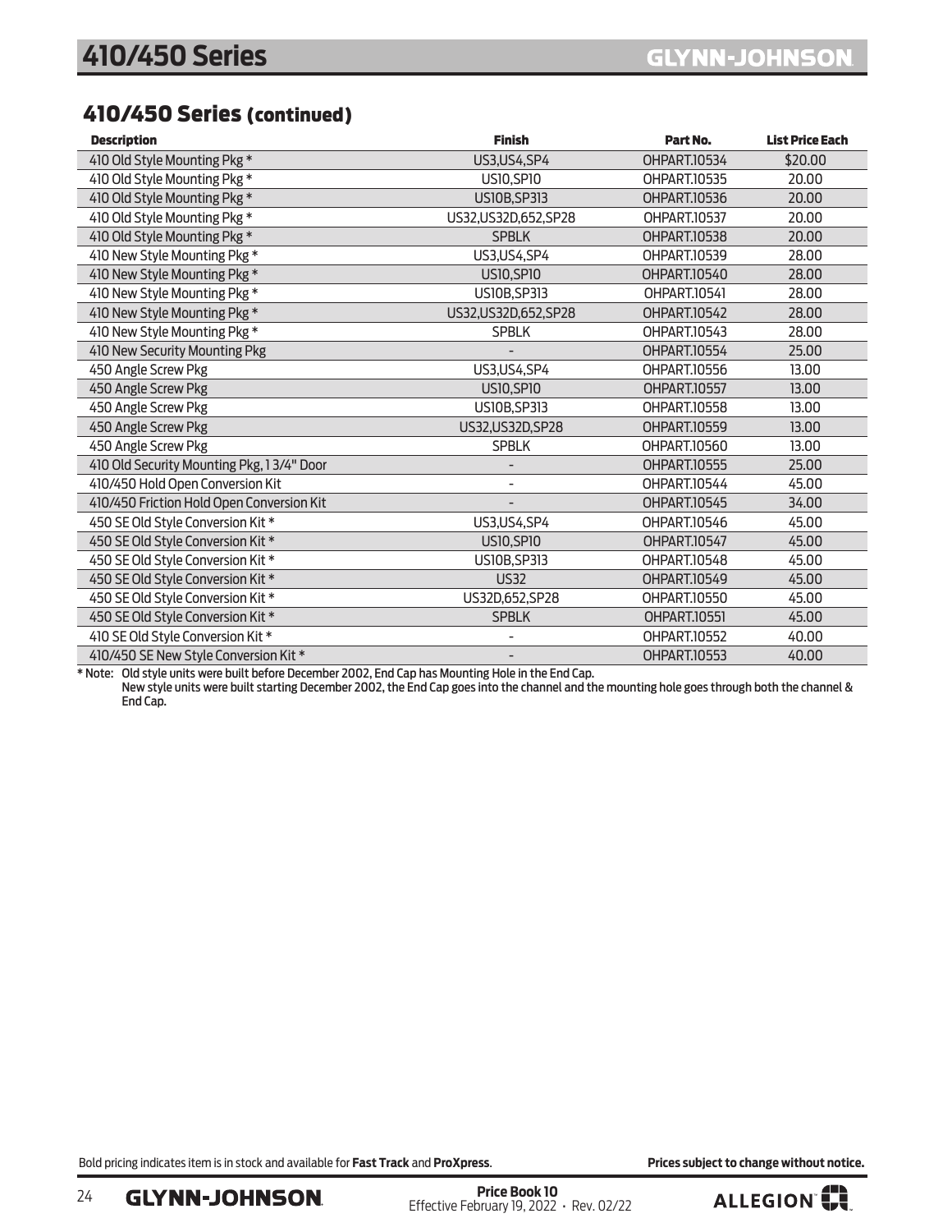## 410/450 Series (continued)

| Description | Finish | Part No. | List Price Each |
|---|---|---|---|
| 410 Old Style Mounting Pkg * | US3,US4,SP4 | OHPART.10534 | $20.00 |
| 410 Old Style Mounting Pkg * | US10,SP10 | OHPART.10535 | 20.00 |
| 410 Old Style Mounting Pkg * | US10B,SP313 | OHPART.10536 | 20.00 |
| 410 Old Style Mounting Pkg * | US32,US32D,652,SP28 | OHPART.10537 | 20.00 |
| 410 Old Style Mounting Pkg * | SPBLK | OHPART.10538 | 20.00 |
| 410 New Style Mounting Pkg * | US3,US4,SP4 | OHPART.10539 | 28.00 |
| 410 New Style Mounting Pkg * | US10,SP10 | OHPART.10540 | 28.00 |
| 410 New Style Mounting Pkg * | US10B,SP313 | OHPART.10541 | 28.00 |
| 410 New Style Mounting Pkg * | US32,US32D,652,SP28 | OHPART.10542 | 28.00 |
| 410 New Style Mounting Pkg * | SPBLK | OHPART.10543 | 28.00 |
| 410 New Security Mounting Pkg | - | OHPART.10554 | 25.00 |
| 450 Angle Screw Pkg | US3,US4,SP4 | OHPART.10556 | 13.00 |
| 450 Angle Screw Pkg | US10,SP10 | OHPART.10557 | 13.00 |
| 450 Angle Screw Pkg | US10B,SP313 | OHPART.10558 | 13.00 |
| 450 Angle Screw Pkg | US32,US32D,SP28 | OHPART.10559 | 13.00 |
| 450 Angle Screw Pkg | SPBLK | OHPART.10560 | 13.00 |
| 410 Old Security Mounting Pkg, 1 3/4" Door | - | OHPART.10555 | 25.00 |
| 410/450 Hold Open Conversion Kit | - | OHPART.10544 | 45.00 |
| 410/450 Friction Hold Open Conversion Kit | - | OHPART.10545 | 34.00 |
| 450 SE Old Style Conversion Kit * | US3,US4,SP4 | OHPART.10546 | 45.00 |
| 450 SE Old Style Conversion Kit * | US10,SP10 | OHPART.10547 | 45.00 |
| 450 SE Old Style Conversion Kit * | US10B,SP313 | OHPART.10548 | 45.00 |
| 450 SE Old Style Conversion Kit * | US32 | OHPART.10549 | 45.00 |
| 450 SE Old Style Conversion Kit * | US32D,652,SP28 | OHPART.10550 | 45.00 |
| 450 SE Old Style Conversion Kit * | SPBLK | OHPART.10551 | 45.00 |
| 410 SE Old Style Conversion Kit * | - | OHPART.10552 | 40.00 |
| 410/450 SE New Style Conversion Kit * | - | OHPART.10553 | 40.00 |

* Note: Old style units were built before December 2002, End Cap has Mounting Hole in the End Cap.
New style units were built starting December 2002, the End Cap goes into the channel and the mounting hole goes through both the channel & End Cap.

Bold pricing indicates item is in stock and available for **Fast Track** and **ProXpress**.

**Prices subject to change without notice.**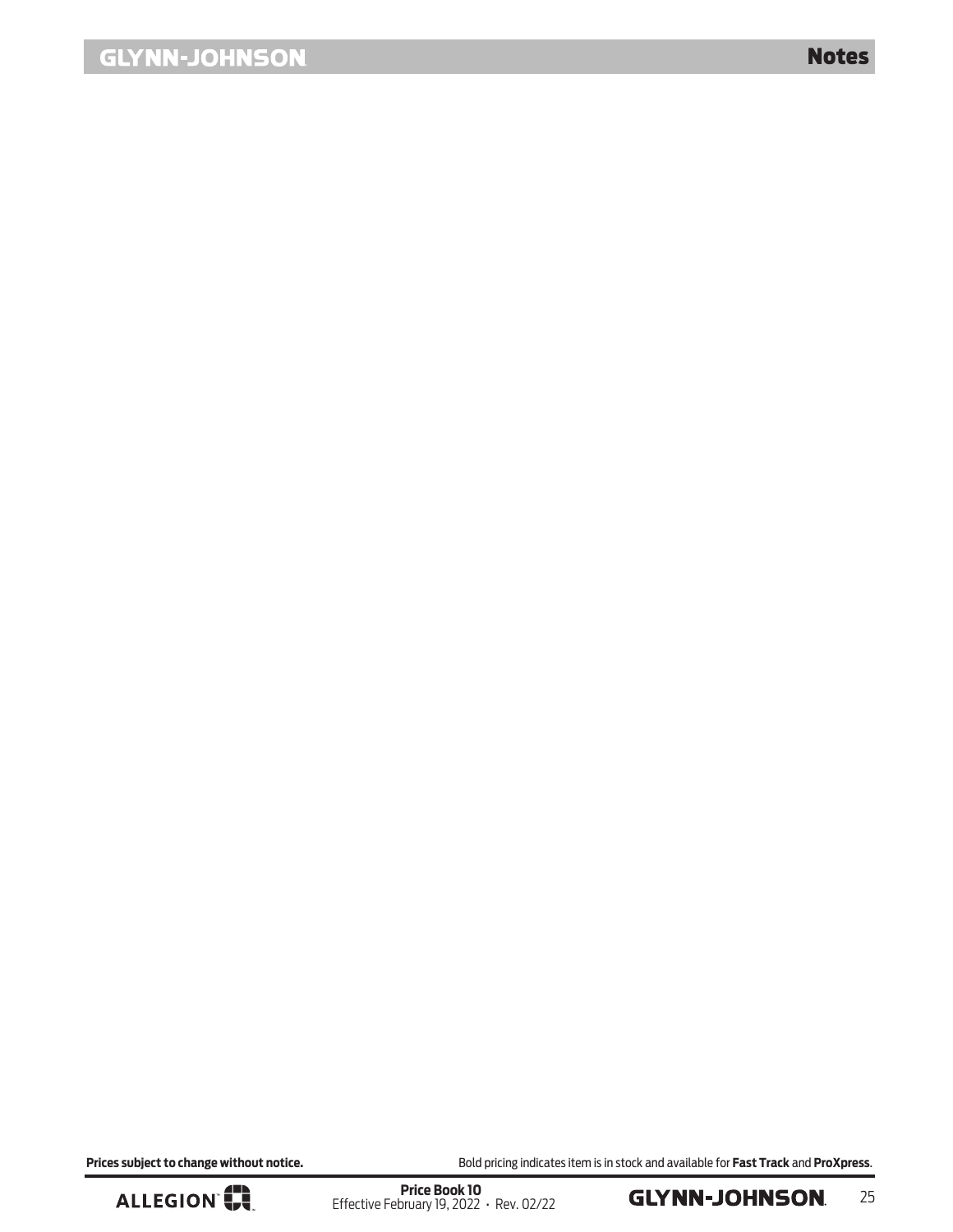## Notes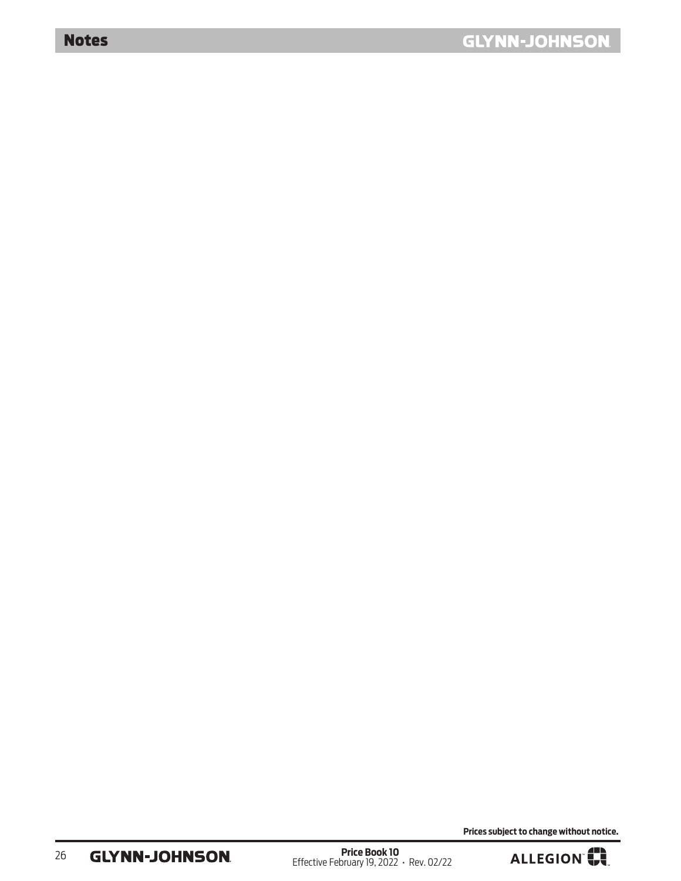# Notes

Prices subject to change without notice.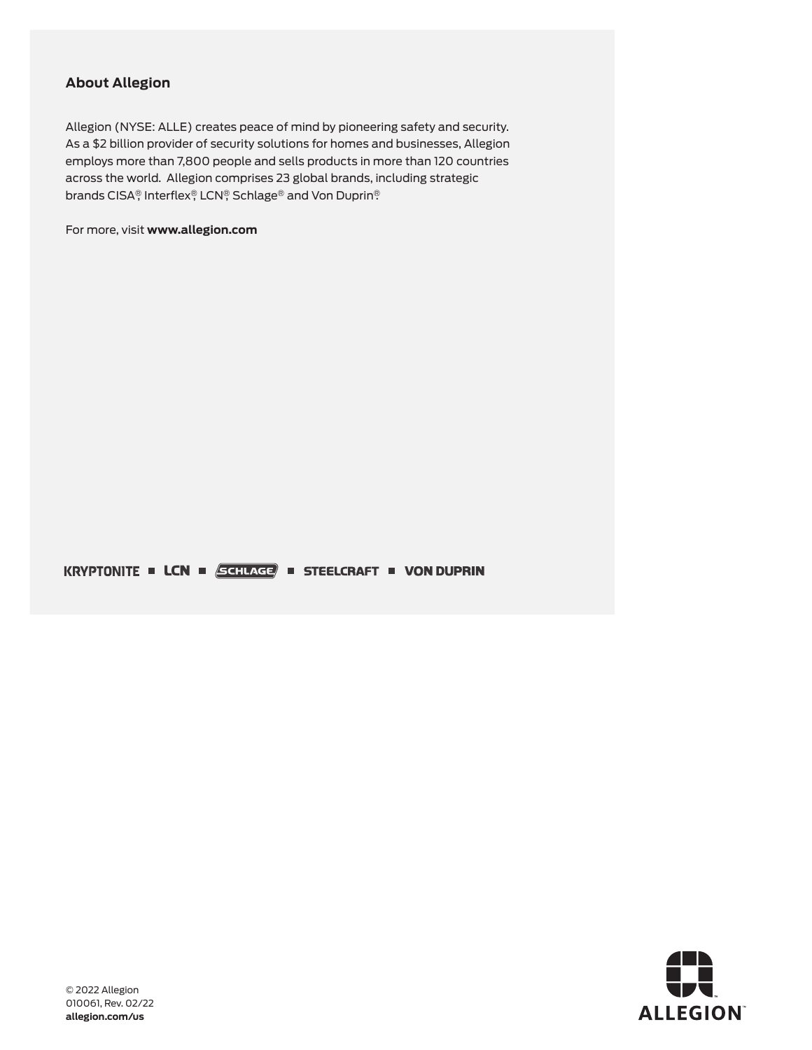## About Allegion

Allegion (NYSE: ALLE) creates peace of mind by pioneering safety and security. As a $2 billion provider of security solutions for homes and businesses, Allegion employs more than 7,800 people and sells products in more than 120 countries across the world. Allegion comprises 23 global brands, including strategic brands CISA®, Interflex®, LCN®, Schlage® and Von Duprin®.

For more, visit **www.allegion.com**

KRYPTONITE ■ LCN ■ SCHLAGE ■ STEELCRAFT ■ VON DUPRIN

© 2022 Allegion
010061, Rev. 02/22
**allegion.com/us**

ALLEGION™